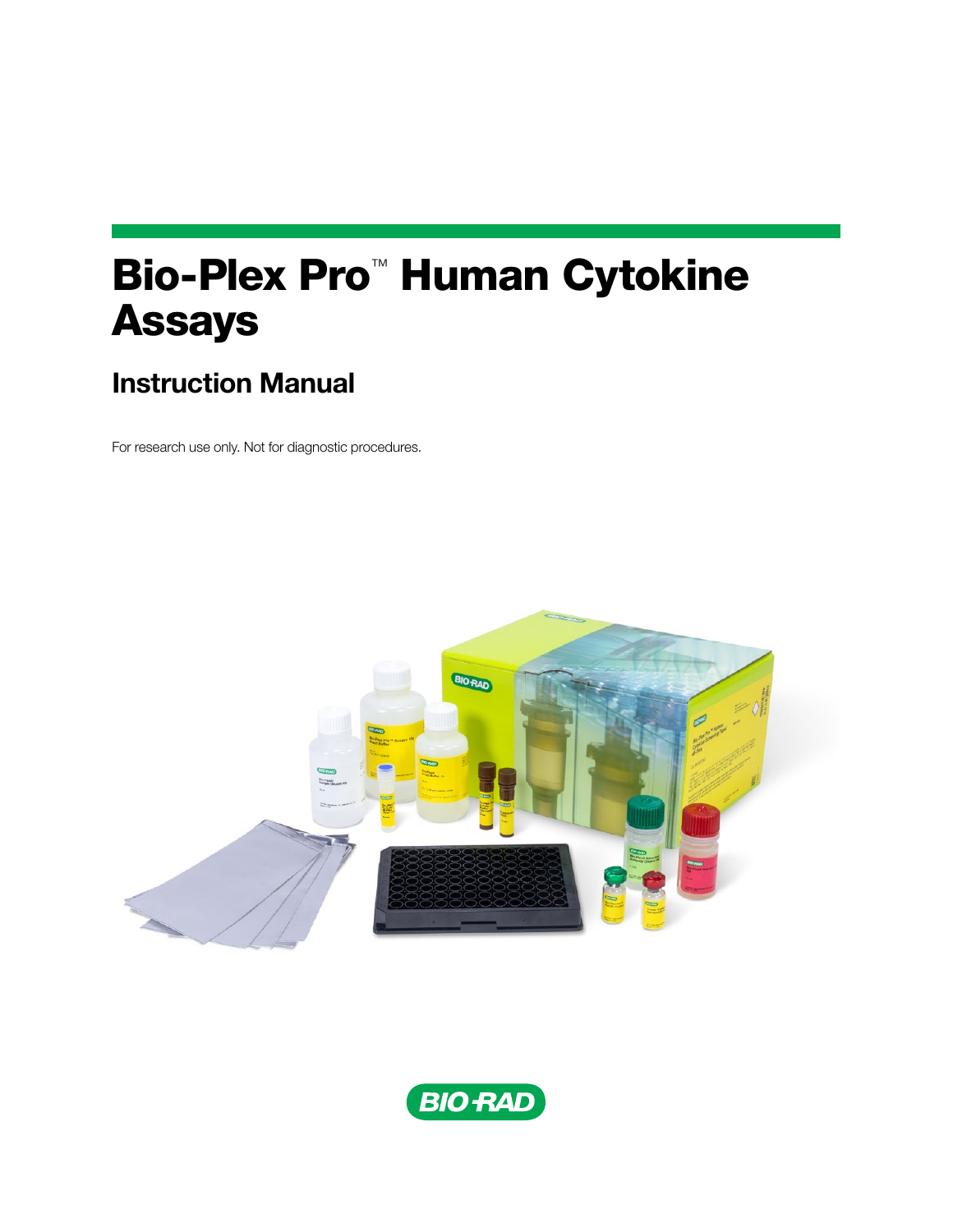# Bio-Plex Pro™ Human Cytokine Assays

## Instruction Manual

For research use only. Not for diagnostic procedures.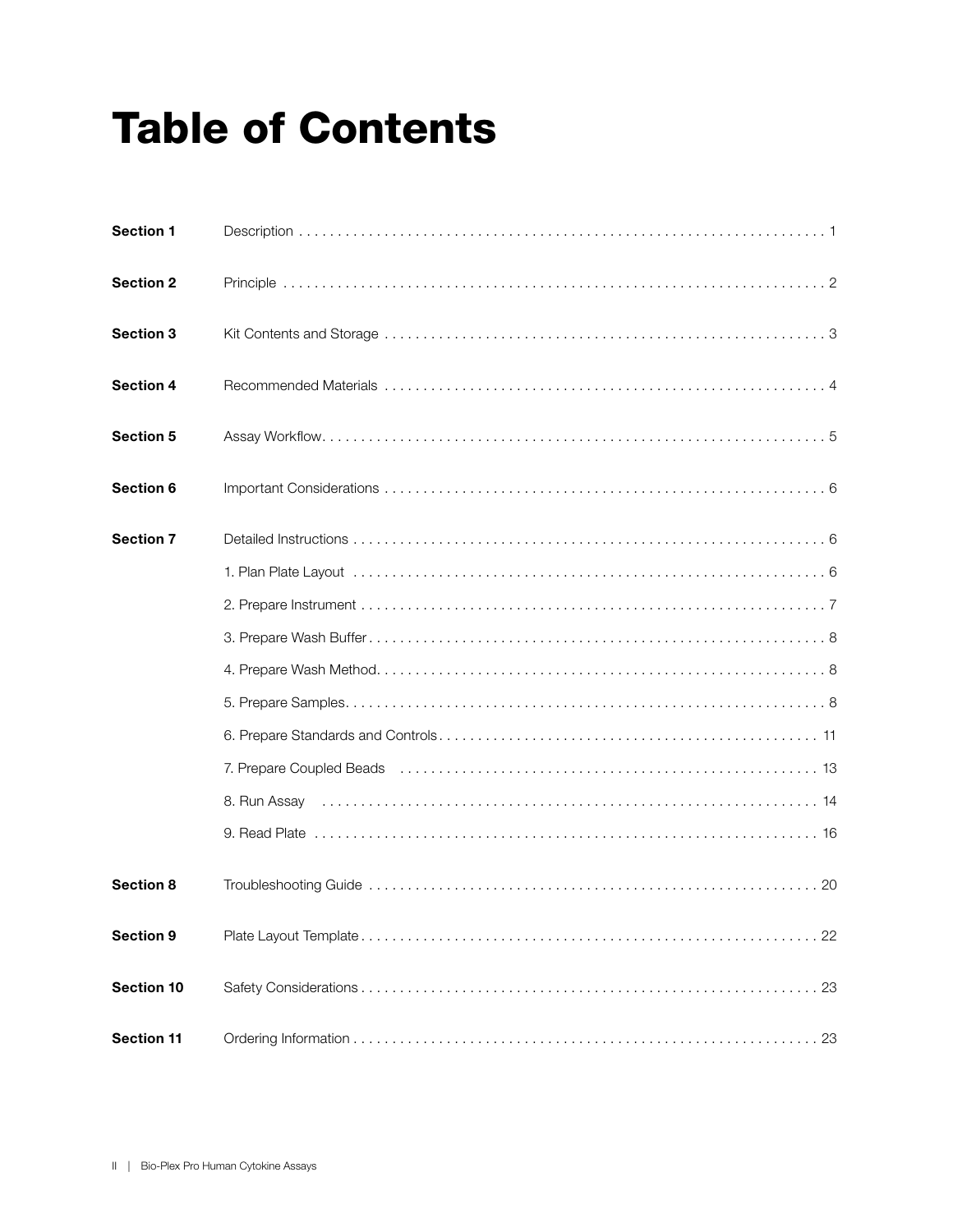# Table of Contents

| | | |
|---|---|---|
| **Section 1** | Description | 1 |
| **Section 2** | Principle | 2 |
| **Section 3** | Kit Contents and Storage | 3 |
| **Section 4** | Recommended Materials | 4 |
| **Section 5** | Assay Workflow | 5 |
| **Section 6** | Important Considerations | 6 |
| **Section 7** | Detailed Instructions | 6 |
| | 1. Plan Plate Layout | 6 |
| | 2. Prepare Instrument | 7 |
| | 3. Prepare Wash Buffer | 8 |
| | 4. Prepare Wash Method | 8 |
| | 5. Prepare Samples | 8 |
| | 6. Prepare Standards and Controls | 11 |
| | 7. Prepare Coupled Beads | 13 |
| | 8. Run Assay | 14 |
| | 9. Read Plate | 16 |
| **Section 8** | Troubleshooting Guide | 20 |
| **Section 9** | Plate Layout Template | 22 |
| **Section 10** | Safety Considerations | 23 |
| **Section 11** | Ordering Information | 23 |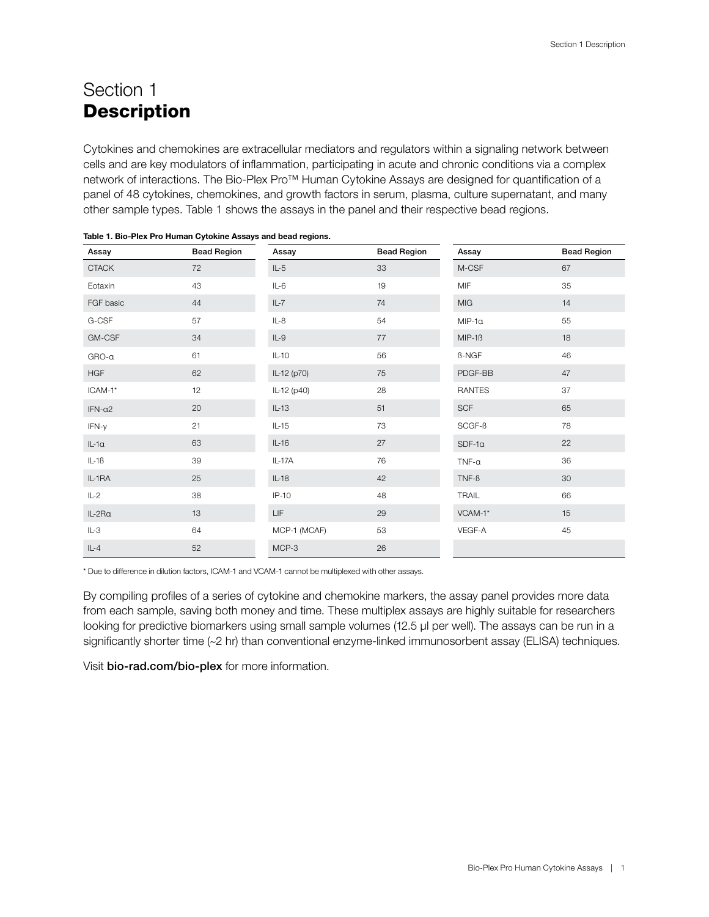# Section 1
## Description

Cytokines and chemokines are extracellular mediators and regulators within a signaling network between cells and are key modulators of inflammation, participating in acute and chronic conditions via a complex network of interactions. The Bio-Plex Pro™ Human Cytokine Assays are designed for quantification of a panel of 48 cytokines, chemokines, and growth factors in serum, plasma, culture supernatant, and many other sample types. Table 1 shows the assays in the panel and their respective bead regions.

**Table 1. Bio-Plex Pro Human Cytokine Assays and bead regions.**

| Assay | Bead Region | Assay | Bead Region | Assay | Bead Region |
|---|---|---|---|---|---|
| CTACK | 72 | IL-5 | 33 | M-CSF | 67 |
| Eotaxin | 43 | IL-6 | 19 | MIF | 35 |
| FGF basic | 44 | IL-7 | 74 | MIG | 14 |
| G-CSF | 57 | IL-8 | 54 | MIP-1α | 55 |
| GM-CSF | 34 | IL-9 | 77 | MIP-1ß | 18 |
| GRO-α | 61 | IL-10 | 56 | ß-NGF | 46 |
| HGF | 62 | IL-12 (p70) | 75 | PDGF-BB | 47 |
| ICAM-1* | 12 | IL-12 (p40) | 28 | RANTES | 37 |
| IFN-α2 | 20 | IL-13 | 51 | SCF | 65 |
| IFN-γ | 21 | IL-15 | 73 | SCGF-ß | 78 |
| IL-1α | 63 | IL-16 | 27 | SDF-1α | 22 |
| IL-1ß | 39 | IL-17A | 76 | TNF-α | 36 |
| IL-1RA | 25 | IL-18 | 42 | TNF-ß | 30 |
| IL-2 | 38 | IP-10 | 48 | TRAIL | 66 |
| IL-2Rα | 13 | LIF | 29 | VCAM-1* | 15 |
| IL-3 | 64 | MCP-1 (MCAF) | 53 | VEGF-A | 45 |
| IL-4 | 52 | MCP-3 | 26 | | |

* Due to difference in dilution factors, ICAM-1 and VCAM-1 cannot be multiplexed with other assays.

By compiling profiles of a series of cytokine and chemokine markers, the assay panel provides more data from each sample, saving both money and time. These multiplex assays are highly suitable for researchers looking for predictive biomarkers using small sample volumes (12.5 µl per well). The assays can be run in a significantly shorter time (~2 hr) than conventional enzyme-linked immunosorbent assay (ELISA) techniques.

Visit **bio-rad.com/bio-plex** for more information.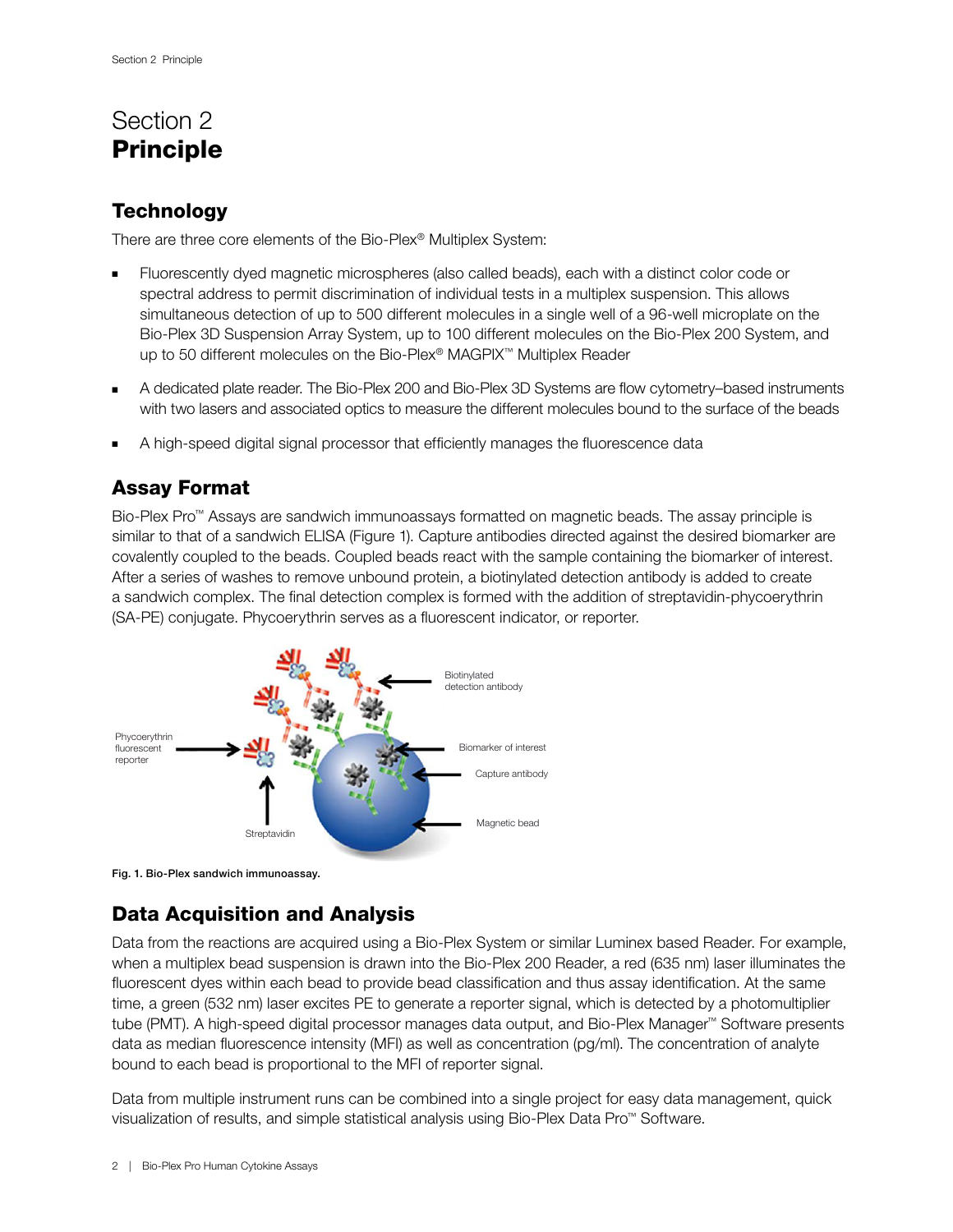# Section 2
# **Principle**

## Technology

There are three core elements of the Bio-Plex® Multiplex System:

- Fluorescently dyed magnetic microspheres (also called beads), each with a distinct color code or spectral address to permit discrimination of individual tests in a multiplex suspension. This allows simultaneous detection of up to 500 different molecules in a single well of a 96-well microplate on the Bio-Plex 3D Suspension Array System, up to 100 different molecules on the Bio-Plex 200 System, and up to 50 different molecules on the Bio-Plex® MAGPIX™ Multiplex Reader
- A dedicated plate reader. The Bio-Plex 200 and Bio-Plex 3D Systems are flow cytometry–based instruments with two lasers and associated optics to measure the different molecules bound to the surface of the beads
- A high-speed digital signal processor that efficiently manages the fluorescence data

## Assay Format

Bio-Plex Pro™ Assays are sandwich immunoassays formatted on magnetic beads. The assay principle is similar to that of a sandwich ELISA (Figure 1). Capture antibodies directed against the desired biomarker are covalently coupled to the beads. Coupled beads react with the sample containing the biomarker of interest. After a series of washes to remove unbound protein, a biotinylated detection antibody is added to create a sandwich complex. The final detection complex is formed with the addition of streptavidin-phycoerythrin (SA-PE) conjugate. Phycoerythrin serves as a fluorescent indicator, or reporter.

**Fig. 1. Bio-Plex sandwich immunoassay.**

## Data Acquisition and Analysis

Data from the reactions are acquired using a Bio-Plex System or similar Luminex based Reader. For example, when a multiplex bead suspension is drawn into the Bio-Plex 200 Reader, a red (635 nm) laser illuminates the fluorescent dyes within each bead to provide bead classification and thus assay identification. At the same time, a green (532 nm) laser excites PE to generate a reporter signal, which is detected by a photomultiplier tube (PMT). A high-speed digital processor manages data output, and Bio-Plex Manager™ Software presents data as median fluorescence intensity (MFI) as well as concentration (pg/ml). The concentration of analyte bound to each bead is proportional to the MFI of reporter signal.

Data from multiple instrument runs can be combined into a single project for easy data management, quick visualization of results, and simple statistical analysis using Bio-Plex Data Pro™ Software.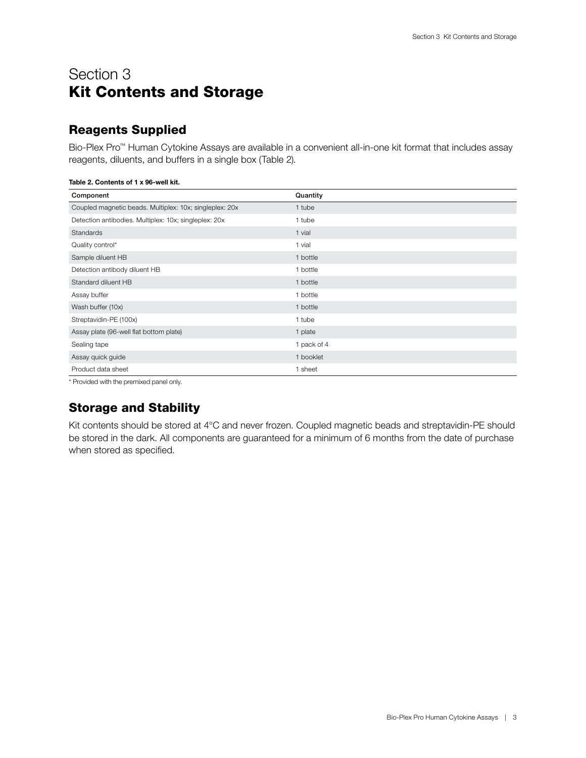# Section 3
# **Kit Contents and Storage**

## **Reagents Supplied**

Bio-Plex Pro™ Human Cytokine Assays are available in a convenient all-in-one kit format that includes assay reagents, diluents, and buffers in a single box (Table 2).

**Table 2. Contents of 1 x 96-well kit.**

| Component | Quantity |
|---|---|
| Coupled magnetic beads. Multiplex: 10x; singleplex: 20x | 1 tube |
| Detection antibodies. Multiplex: 10x; singleplex: 20x | 1 tube |
| Standards | 1 vial |
| Quality control* | 1 vial |
| Sample diluent HB | 1 bottle |
| Detection antibody diluent HB | 1 bottle |
| Standard diluent HB | 1 bottle |
| Assay buffer | 1 bottle |
| Wash buffer (10x) | 1 bottle |
| Streptavidin-PE (100x) | 1 tube |
| Assay plate (96-well flat bottom plate) | 1 plate |
| Sealing tape | 1 pack of 4 |
| Assay quick guide | 1 booklet |
| Product data sheet | 1 sheet |

* Provided with the premixed panel only.

## **Storage and Stability**

Kit contents should be stored at 4°C and never frozen. Coupled magnetic beads and streptavidin-PE should be stored in the dark. All components are guaranteed for a minimum of 6 months from the date of purchase when stored as specified.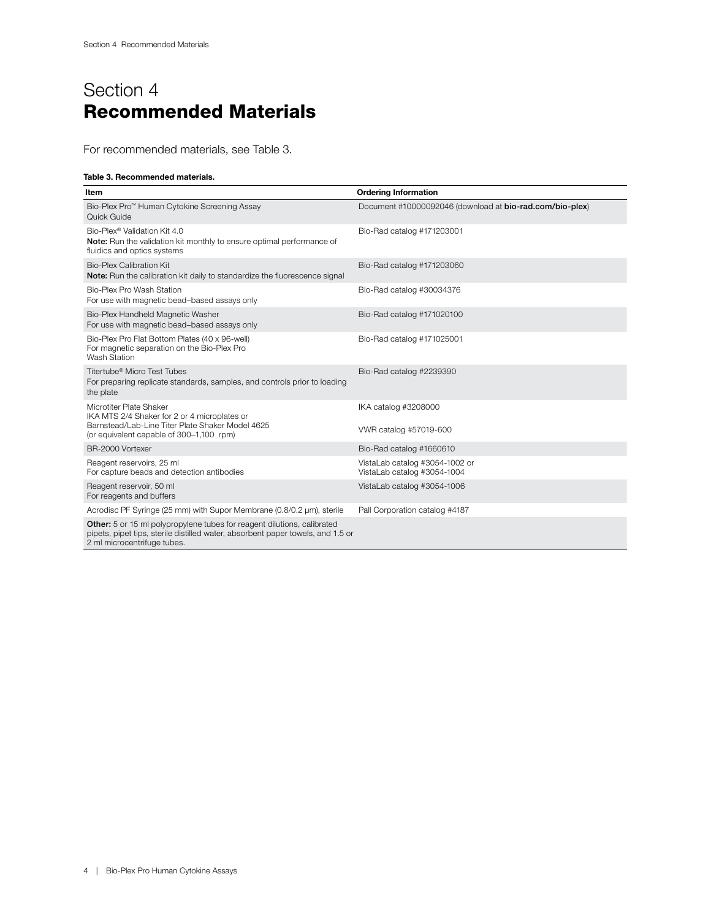# Section 4
# **Recommended Materials**

For recommended materials, see Table 3.

**Table 3. Recommended materials.**

| Item | Ordering Information |
|---|---|
| Bio-Plex Pro™ Human Cytokine Screening Assay Quick Guide | Document #10000092046 (download at **bio-rad.com/bio-plex**) |
| Bio-Plex® Validation Kit 4.0<br>**Note:** Run the validation kit monthly to ensure optimal performance of fluidics and optics systems | Bio-Rad catalog #171203001 |
| Bio-Plex Calibration Kit<br>**Note:** Run the calibration kit daily to standardize the fluorescence signal | Bio-Rad catalog #171203060 |
| Bio-Plex Pro Wash Station<br>For use with magnetic bead–based assays only | Bio-Rad catalog #30034376 |
| Bio-Plex Handheld Magnetic Washer<br>For use with magnetic bead–based assays only | Bio-Rad catalog #171020100 |
| Bio-Plex Pro Flat Bottom Plates (40 x 96-well)<br>For magnetic separation on the Bio-Plex Pro Wash Station | Bio-Rad catalog #171025001 |
| Titertube® Micro Test Tubes<br>For preparing replicate standards, samples, and controls prior to loading the plate | Bio-Rad catalog #2239390 |
| Microtiter Plate Shaker<br>IKA MTS 2/4 Shaker for 2 or 4 microplates or<br>Barnstead/Lab-Line Titer Plate Shaker Model 4625 (or equivalent capable of 300–1,100 rpm) | IKA catalog #3208000<br><br>VWR catalog #57019-600 |
| BR-2000 Vortexer | Bio-Rad catalog #1660610 |
| Reagent reservoirs, 25 ml<br>For capture beads and detection antibodies | VistaLab catalog #3054-1002 or<br>VistaLab catalog #3054-1004 |
| Reagent reservoir, 50 ml<br>For reagents and buffers | VistaLab catalog #3054-1006 |
| Acrodisc PF Syringe (25 mm) with Supor Membrane (0.8/0.2 µm), sterile | Pall Corporation catalog #4187 |
| **Other:** 5 or 15 ml polypropylene tubes for reagent dilutions, calibrated pipets, pipet tips, sterile distilled water, absorbent paper towels, and 1.5 or 2 ml microcentrifuge tubes. | |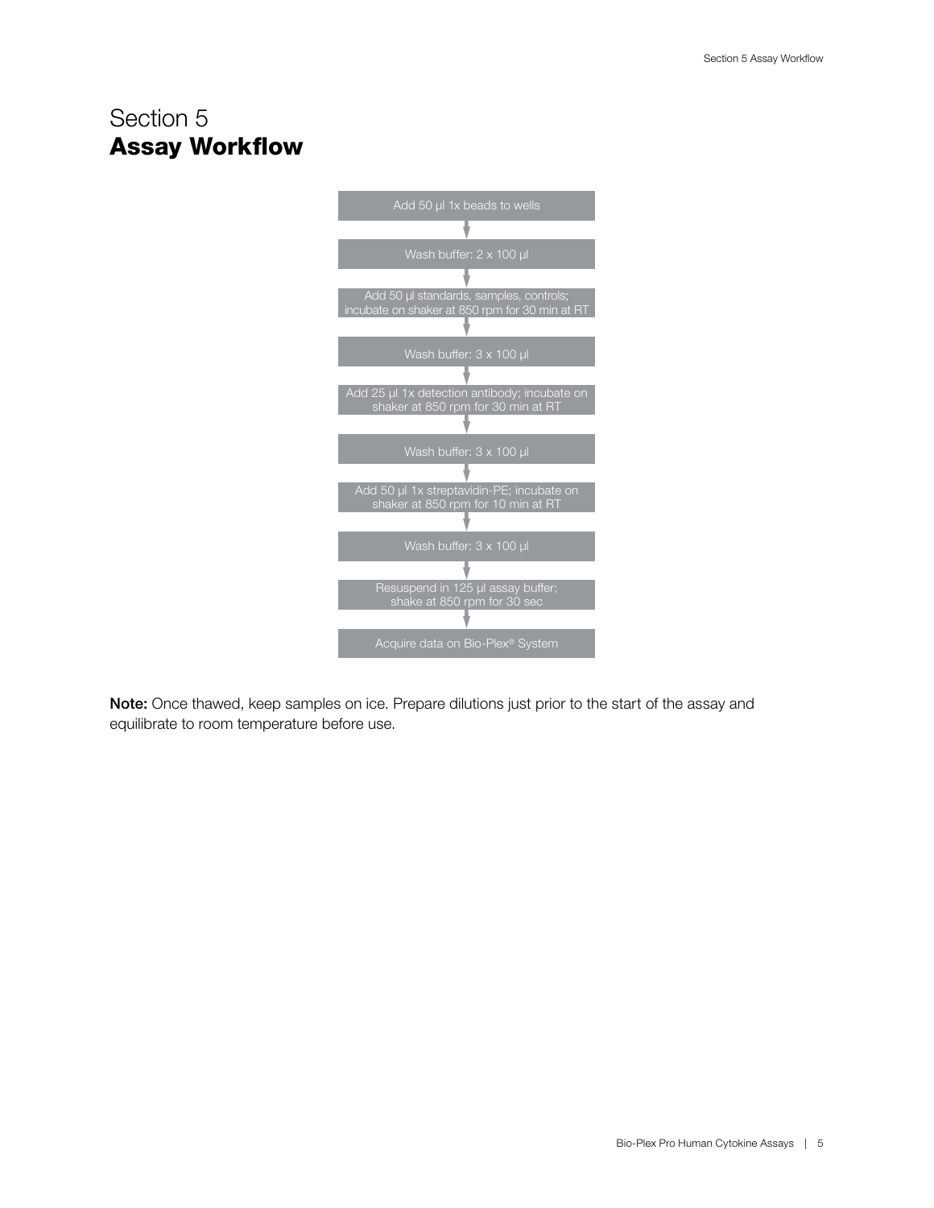# Section 5
## Assay Workflow

Add 50 µl 1x beads to wells

↓

Wash buffer: 2 x 100 µl

↓

Add 50 µl standards, samples, controls; incubate on shaker at 850 rpm for 30 min at RT

↓

Wash buffer: 3 x 100 µl

↓

Add 25 µl 1x detection antibody; incubate on shaker at 850 rpm for 30 min at RT

↓

Wash buffer: 3 x 100 µl

↓

Add 50 µl 1x streptavidin-PE; incubate on shaker at 850 rpm for 10 min at RT

↓

Wash buffer: 3 x 100 µl

↓

Resuspend in 125 µl assay buffer; shake at 850 rpm for 30 sec

↓

Acquire data on Bio-Plex® System

**Note:** Once thawed, keep samples on ice. Prepare dilutions just prior to the start of the assay and equilibrate to room temperature before use.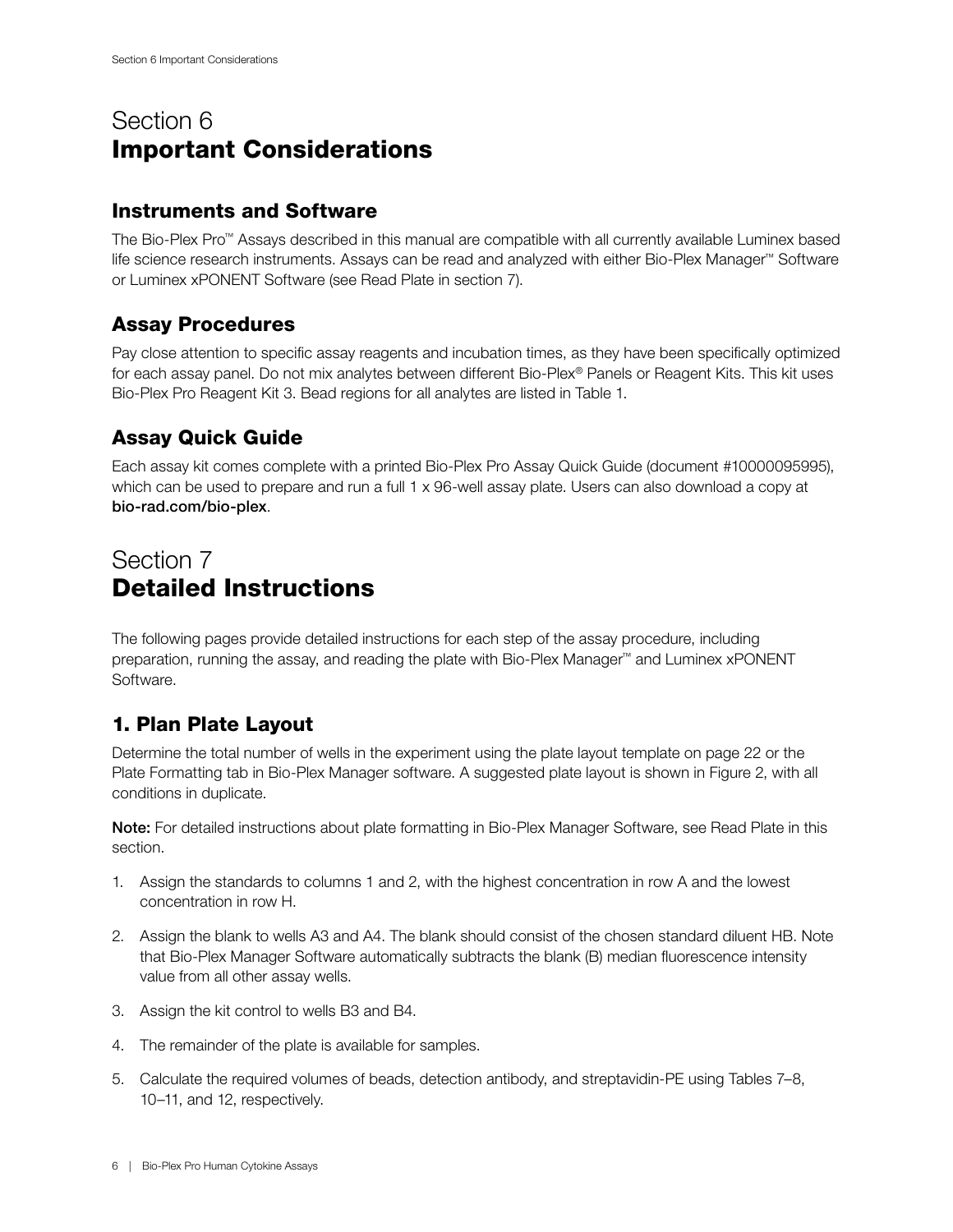# Section 6
# **Important Considerations**

## Instruments and Software

The Bio-Plex Pro™ Assays described in this manual are compatible with all currently available Luminex based life science research instruments. Assays can be read and analyzed with either Bio-Plex Manager™ Software or Luminex xPONENT Software (see Read Plate in section 7).

## Assay Procedures

Pay close attention to specific assay reagents and incubation times, as they have been specifically optimized for each assay panel. Do not mix analytes between different Bio-Plex® Panels or Reagent Kits. This kit uses Bio-Plex Pro Reagent Kit 3. Bead regions for all analytes are listed in Table 1.

## Assay Quick Guide

Each assay kit comes complete with a printed Bio-Plex Pro Assay Quick Guide (document #10000095995), which can be used to prepare and run a full 1 x 96-well assay plate. Users can also download a copy at **bio-rad.com/bio-plex**.

# Section 7
# **Detailed Instructions**

The following pages provide detailed instructions for each step of the assay procedure, including preparation, running the assay, and reading the plate with Bio-Plex Manager™ and Luminex xPONENT Software.

## 1. Plan Plate Layout

Determine the total number of wells in the experiment using the plate layout template on page 22 or the Plate Formatting tab in Bio-Plex Manager software. A suggested plate layout is shown in Figure 2, with all conditions in duplicate.

**Note:** For detailed instructions about plate formatting in Bio-Plex Manager Software, see Read Plate in this section.

1. Assign the standards to columns 1 and 2, with the highest concentration in row A and the lowest concentration in row H.
2. Assign the blank to wells A3 and A4. The blank should consist of the chosen standard diluent HB. Note that Bio-Plex Manager Software automatically subtracts the blank (B) median fluorescence intensity value from all other assay wells.
3. Assign the kit control to wells B3 and B4.
4. The remainder of the plate is available for samples.
5. Calculate the required volumes of beads, detection antibody, and streptavidin-PE using Tables 7–8, 10–11, and 12, respectively.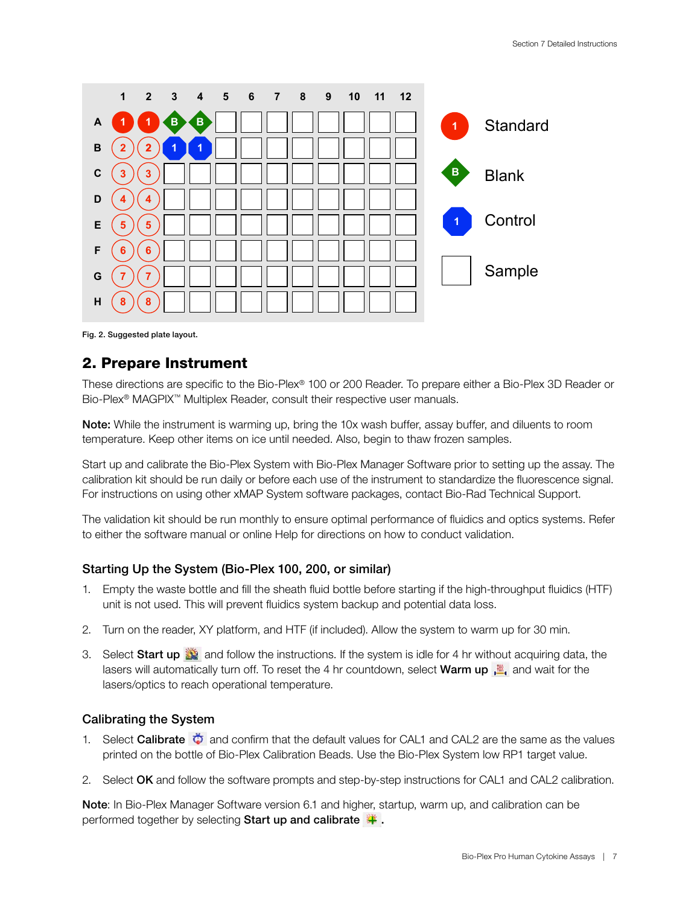Fig. 2. Suggested plate layout.

## 2. Prepare Instrument

These directions are specific to the Bio-Plex® 100 or 200 Reader. To prepare either a Bio-Plex 3D Reader or Bio-Plex® MAGPIX™ Multiplex Reader, consult their respective user manuals.

**Note:** While the instrument is warming up, bring the 10x wash buffer, assay buffer, and diluents to room temperature. Keep other items on ice until needed. Also, begin to thaw frozen samples.

Start up and calibrate the Bio-Plex System with Bio-Plex Manager Software prior to setting up the assay. The calibration kit should be run daily or before each use of the instrument to standardize the fluorescence signal. For instructions on using other xMAP System software packages, contact Bio-Rad Technical Support.

The validation kit should be run monthly to ensure optimal performance of fluidics and optics systems. Refer to either the software manual or online Help for directions on how to conduct validation.

### Starting Up the System (Bio-Plex 100, 200, or similar)

1. Empty the waste bottle and fill the sheath fluid bottle before starting if the high-throughput fluidics (HTF) unit is not used. This will prevent fluidics system backup and potential data loss.
2. Turn on the reader, XY platform, and HTF (if included). Allow the system to warm up for 30 min.
3. Select **Start up** and follow the instructions. If the system is idle for 4 hr without acquiring data, the lasers will automatically turn off. To reset the 4 hr countdown, select **Warm up** and wait for the lasers/optics to reach operational temperature.

### Calibrating the System

1. Select **Calibrate** and confirm that the default values for CAL1 and CAL2 are the same as the values printed on the bottle of Bio-Plex Calibration Beads. Use the Bio-Plex System low RP1 target value.
2. Select **OK** and follow the software prompts and step-by-step instructions for CAL1 and CAL2 calibration.

**Note**: In Bio-Plex Manager Software version 6.1 and higher, startup, warm up, and calibration can be performed together by selecting **Start up and calibrate** .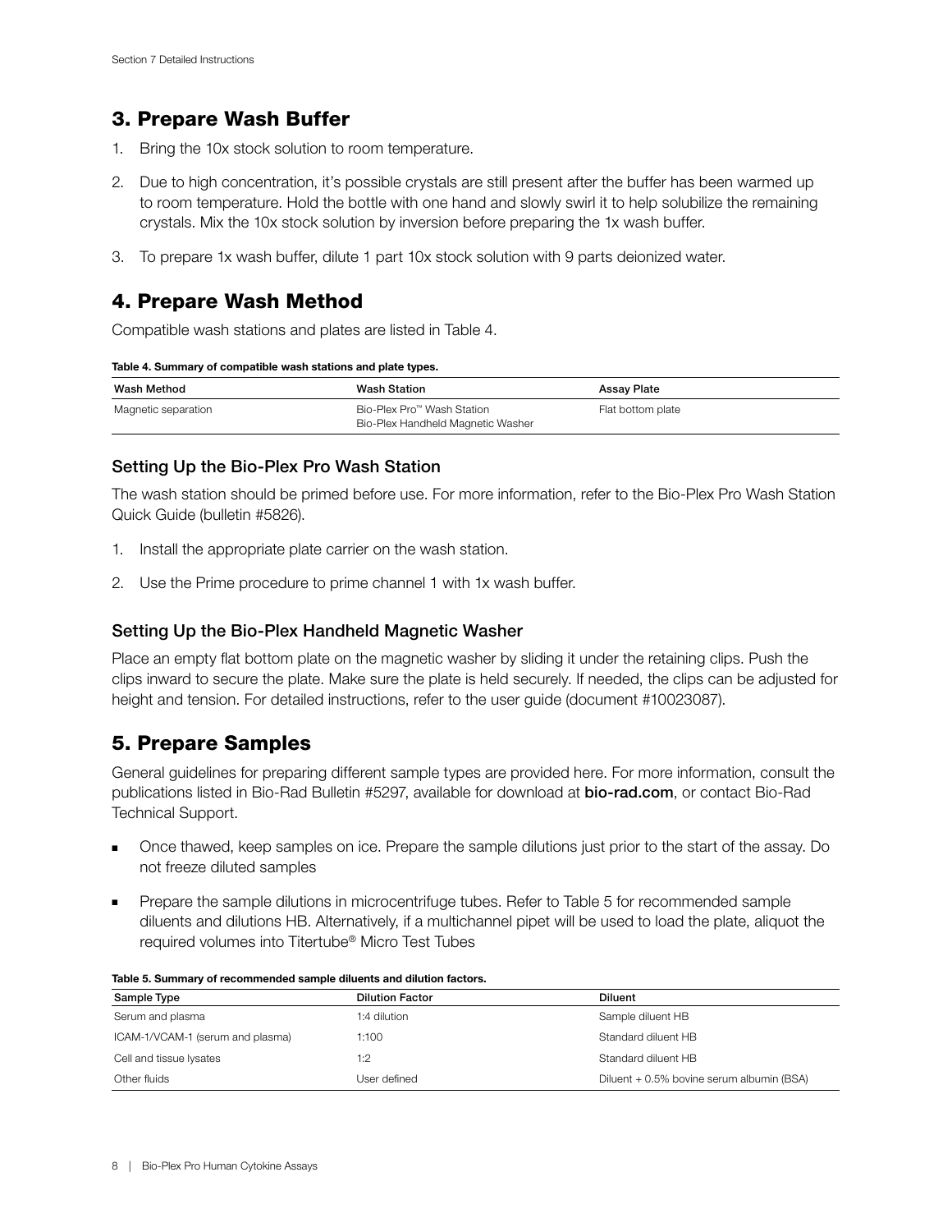## 3. Prepare Wash Buffer

1. Bring the 10x stock solution to room temperature.
2. Due to high concentration, it's possible crystals are still present after the buffer has been warmed up to room temperature. Hold the bottle with one hand and slowly swirl it to help solubilize the remaining crystals. Mix the 10x stock solution by inversion before preparing the 1x wash buffer.
3. To prepare 1x wash buffer, dilute 1 part 10x stock solution with 9 parts deionized water.

## 4. Prepare Wash Method

Compatible wash stations and plates are listed in Table 4.

**Table 4. Summary of compatible wash stations and plate types.**

| Wash Method | Wash Station | Assay Plate |
|---|---|---|
| Magnetic separation | Bio-Plex Pro™ Wash Station<br>Bio-Plex Handheld Magnetic Washer | Flat bottom plate |

### Setting Up the Bio-Plex Pro Wash Station

The wash station should be primed before use. For more information, refer to the Bio-Plex Pro Wash Station Quick Guide (bulletin #5826).

1. Install the appropriate plate carrier on the wash station.
2. Use the Prime procedure to prime channel 1 with 1x wash buffer.

### Setting Up the Bio-Plex Handheld Magnetic Washer

Place an empty flat bottom plate on the magnetic washer by sliding it under the retaining clips. Push the clips inward to secure the plate. Make sure the plate is held securely. If needed, the clips can be adjusted for height and tension. For detailed instructions, refer to the user guide (document #10023087).

## 5. Prepare Samples

General guidelines for preparing different sample types are provided here. For more information, consult the publications listed in Bio-Rad Bulletin #5297, available for download at **bio-rad.com**, or contact Bio-Rad Technical Support.

- Once thawed, keep samples on ice. Prepare the sample dilutions just prior to the start of the assay. Do not freeze diluted samples
- Prepare the sample dilutions in microcentrifuge tubes. Refer to Table 5 for recommended sample diluents and dilutions HB. Alternatively, if a multichannel pipet will be used to load the plate, aliquot the required volumes into Titertube® Micro Test Tubes

**Table 5. Summary of recommended sample diluents and dilution factors.**

| Sample Type | Dilution Factor | Diluent |
|---|---|---|
| Serum and plasma | 1:4 dilution | Sample diluent HB |
| ICAM-1/VCAM-1 (serum and plasma) | 1:100 | Standard diluent HB |
| Cell and tissue lysates | 1:2 | Standard diluent HB |
| Other fluids | User defined | Diluent + 0.5% bovine serum albumin (BSA) |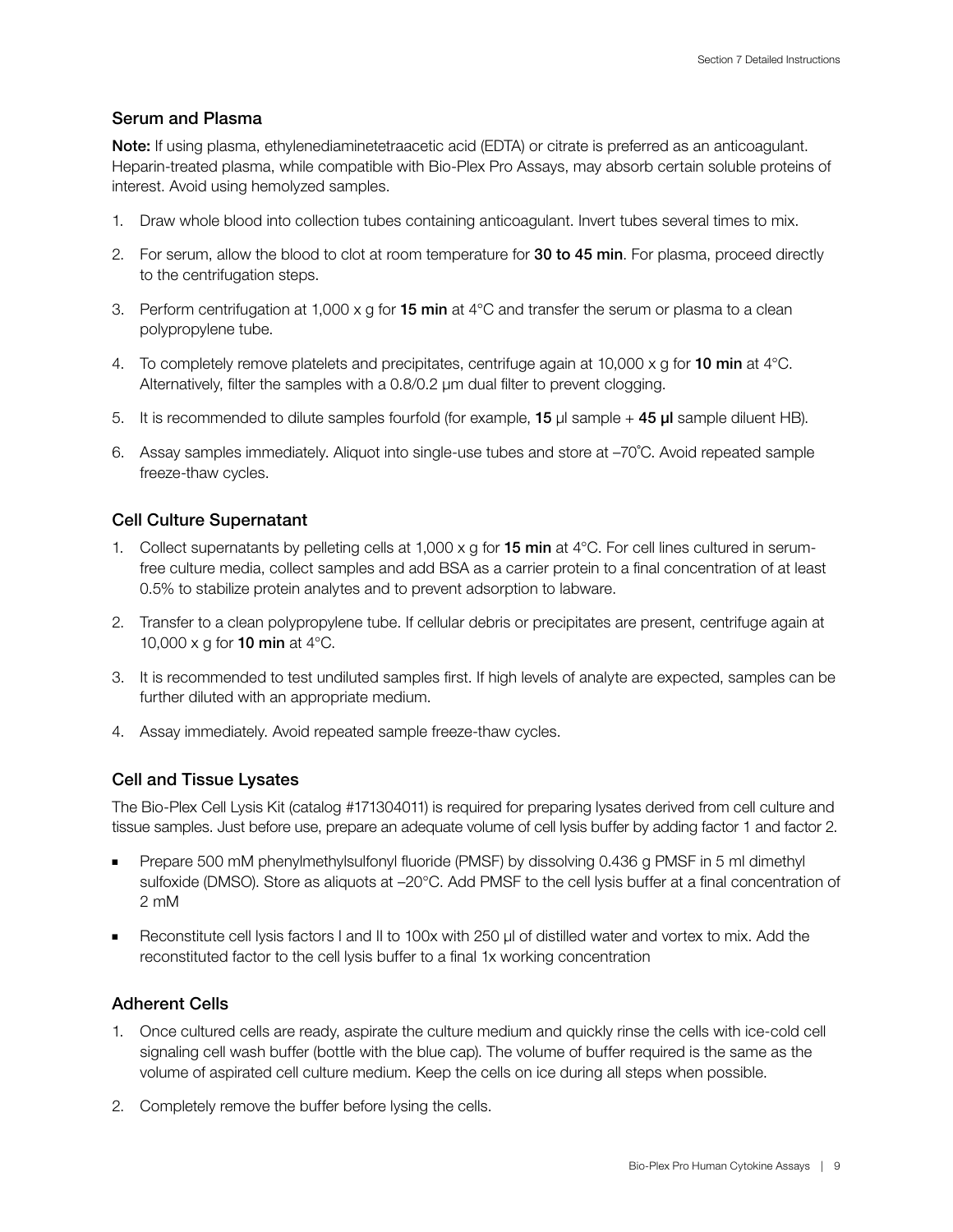## Serum and Plasma

**Note:** If using plasma, ethylenediaminetetraacetic acid (EDTA) or citrate is preferred as an anticoagulant. Heparin-treated plasma, while compatible with Bio-Plex Pro Assays, may absorb certain soluble proteins of interest. Avoid using hemolyzed samples.

1. Draw whole blood into collection tubes containing anticoagulant. Invert tubes several times to mix.
2. For serum, allow the blood to clot at room temperature for **30 to 45 min**. For plasma, proceed directly to the centrifugation steps.
3. Perform centrifugation at 1,000 x g for **15 min** at 4°C and transfer the serum or plasma to a clean polypropylene tube.
4. To completely remove platelets and precipitates, centrifuge again at 10,000 x g for **10 min** at 4°C. Alternatively, filter the samples with a 0.8/0.2 µm dual filter to prevent clogging.
5. It is recommended to dilute samples fourfold (for example, **15** µl sample + **45 µl** sample diluent HB).
6. Assay samples immediately. Aliquot into single-use tubes and store at –70˚C. Avoid repeated sample freeze-thaw cycles.

## Cell Culture Supernatant

1. Collect supernatants by pelleting cells at 1,000 x g for **15 min** at 4°C. For cell lines cultured in serum-free culture media, collect samples and add BSA as a carrier protein to a final concentration of at least 0.5% to stabilize protein analytes and to prevent adsorption to labware.
2. Transfer to a clean polypropylene tube. If cellular debris or precipitates are present, centrifuge again at 10,000 x g for **10 min** at 4°C.
3. It is recommended to test undiluted samples first. If high levels of analyte are expected, samples can be further diluted with an appropriate medium.
4. Assay immediately. Avoid repeated sample freeze-thaw cycles.

## Cell and Tissue Lysates

The Bio-Plex Cell Lysis Kit (catalog #171304011) is required for preparing lysates derived from cell culture and tissue samples. Just before use, prepare an adequate volume of cell lysis buffer by adding factor 1 and factor 2.

- Prepare 500 mM phenylmethylsulfonyl fluoride (PMSF) by dissolving 0.436 g PMSF in 5 ml dimethyl sulfoxide (DMSO). Store as aliquots at –20°C. Add PMSF to the cell lysis buffer at a final concentration of 2 mM
- Reconstitute cell lysis factors I and II to 100x with 250 µl of distilled water and vortex to mix. Add the reconstituted factor to the cell lysis buffer to a final 1x working concentration

## Adherent Cells

1. Once cultured cells are ready, aspirate the culture medium and quickly rinse the cells with ice-cold cell signaling cell wash buffer (bottle with the blue cap). The volume of buffer required is the same as the volume of aspirated cell culture medium. Keep the cells on ice during all steps when possible.
2. Completely remove the buffer before lysing the cells.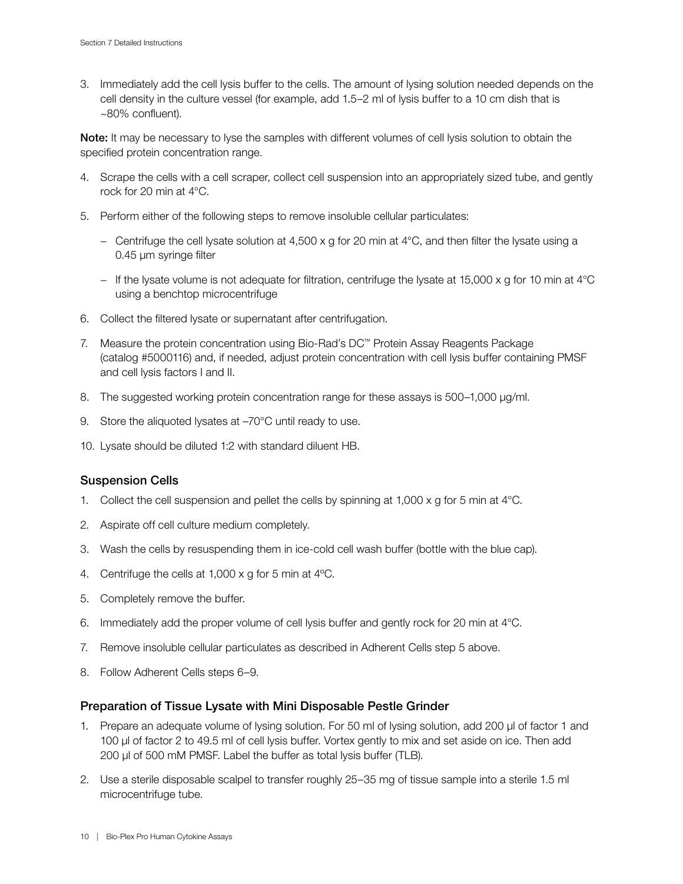3. Immediately add the cell lysis buffer to the cells. The amount of lysing solution needed depends on the cell density in the culture vessel (for example, add 1.5–2 ml of lysis buffer to a 10 cm dish that is ~80% confluent).

**Note:** It may be necessary to lyse the samples with different volumes of cell lysis solution to obtain the specified protein concentration range.

4. Scrape the cells with a cell scraper, collect cell suspension into an appropriately sized tube, and gently rock for 20 min at 4°C.

5. Perform either of the following steps to remove insoluble cellular particulates:

   – Centrifuge the cell lysate solution at 4,500 x g for 20 min at 4°C, and then filter the lysate using a 0.45 µm syringe filter

   – If the lysate volume is not adequate for filtration, centrifuge the lysate at 15,000 x g for 10 min at 4°C using a benchtop microcentrifuge

6. Collect the filtered lysate or supernatant after centrifugation.

7. Measure the protein concentration using Bio-Rad's DC™ Protein Assay Reagents Package (catalog #5000116) and, if needed, adjust protein concentration with cell lysis buffer containing PMSF and cell lysis factors I and II.

8. The suggested working protein concentration range for these assays is 500–1,000 µg/ml.

9. Store the aliquoted lysates at –70°C until ready to use.

10. Lysate should be diluted 1:2 with standard diluent HB.

### Suspension Cells

1. Collect the cell suspension and pellet the cells by spinning at 1,000 x g for 5 min at 4°C.
2. Aspirate off cell culture medium completely.
3. Wash the cells by resuspending them in ice-cold cell wash buffer (bottle with the blue cap).
4. Centrifuge the cells at 1,000 x g for 5 min at 4ºC.
5. Completely remove the buffer.
6. Immediately add the proper volume of cell lysis buffer and gently rock for 20 min at 4°C.
7. Remove insoluble cellular particulates as described in Adherent Cells step 5 above.
8. Follow Adherent Cells steps 6–9.

### Preparation of Tissue Lysate with Mini Disposable Pestle Grinder

1. Prepare an adequate volume of lysing solution. For 50 ml of lysing solution, add 200 µl of factor 1 and 100 µl of factor 2 to 49.5 ml of cell lysis buffer. Vortex gently to mix and set aside on ice. Then add 200 µl of 500 mM PMSF. Label the buffer as total lysis buffer (TLB).
2. Use a sterile disposable scalpel to transfer roughly 25–35 mg of tissue sample into a sterile 1.5 ml microcentrifuge tube.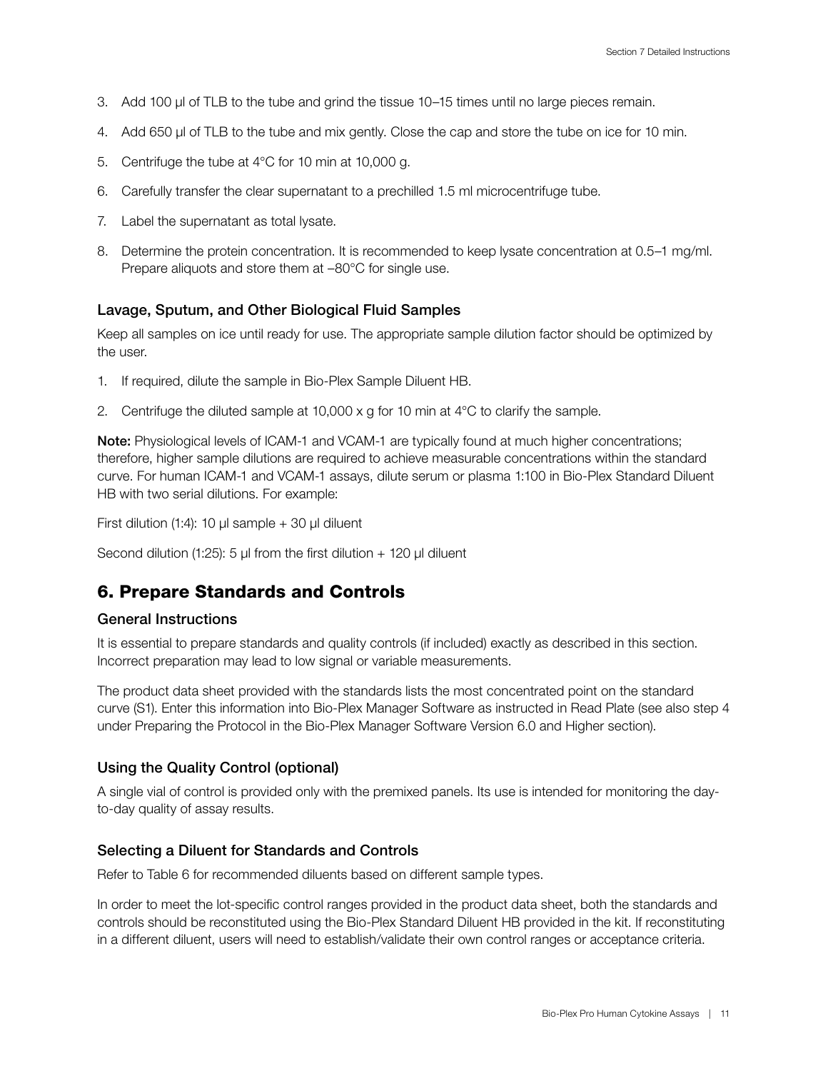3. Add 100 µl of TLB to the tube and grind the tissue 10–15 times until no large pieces remain.
4. Add 650 µl of TLB to the tube and mix gently. Close the cap and store the tube on ice for 10 min.
5. Centrifuge the tube at 4°C for 10 min at 10,000 g.
6. Carefully transfer the clear supernatant to a prechilled 1.5 ml microcentrifuge tube.
7. Label the supernatant as total lysate.
8. Determine the protein concentration. It is recommended to keep lysate concentration at 0.5–1 mg/ml. Prepare aliquots and store them at –80°C for single use.

### Lavage, Sputum, and Other Biological Fluid Samples

Keep all samples on ice until ready for use. The appropriate sample dilution factor should be optimized by the user.

1. If required, dilute the sample in Bio-Plex Sample Diluent HB.
2. Centrifuge the diluted sample at 10,000 x g for 10 min at 4°C to clarify the sample.

**Note:** Physiological levels of ICAM-1 and VCAM-1 are typically found at much higher concentrations; therefore, higher sample dilutions are required to achieve measurable concentrations within the standard curve. For human ICAM-1 and VCAM-1 assays, dilute serum or plasma 1:100 in Bio-Plex Standard Diluent HB with two serial dilutions. For example:

First dilution (1:4): 10 µl sample + 30 µl diluent

Second dilution (1:25): 5 µl from the first dilution + 120 µl diluent

## 6. Prepare Standards and Controls

### General Instructions

It is essential to prepare standards and quality controls (if included) exactly as described in this section. Incorrect preparation may lead to low signal or variable measurements.

The product data sheet provided with the standards lists the most concentrated point on the standard curve (S1). Enter this information into Bio-Plex Manager Software as instructed in Read Plate (see also step 4 under Preparing the Protocol in the Bio-Plex Manager Software Version 6.0 and Higher section).

### Using the Quality Control (optional)

A single vial of control is provided only with the premixed panels. Its use is intended for monitoring the day-to-day quality of assay results.

### Selecting a Diluent for Standards and Controls

Refer to Table 6 for recommended diluents based on different sample types.

In order to meet the lot-specific control ranges provided in the product data sheet, both the standards and controls should be reconstituted using the Bio-Plex Standard Diluent HB provided in the kit. If reconstituting in a different diluent, users will need to establish/validate their own control ranges or acceptance criteria.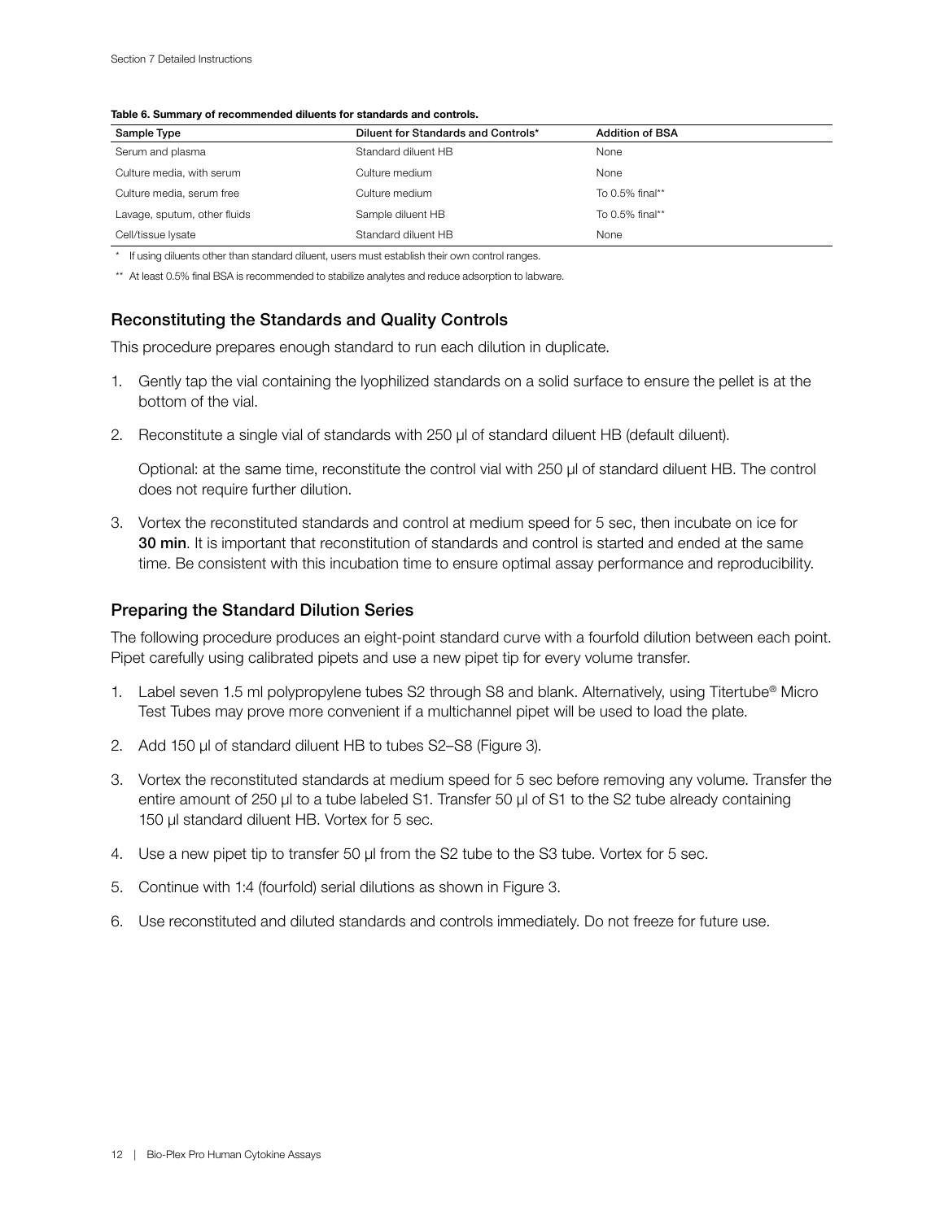**Table 6. Summary of recommended diluents for standards and controls.**

| Sample Type | Diluent for Standards and Controls* | Addition of BSA |
|---|---|---|
| Serum and plasma | Standard diluent HB | None |
| Culture media, with serum | Culture medium | None |
| Culture media, serum free | Culture medium | To 0.5% final** |
| Lavage, sputum, other fluids | Sample diluent HB | To 0.5% final** |
| Cell/tissue lysate | Standard diluent HB | None |

\* If using diluents other than standard diluent, users must establish their own control ranges.

** At least 0.5% final BSA is recommended to stabilize analytes and reduce adsorption to labware.

## Reconstituting the Standards and Quality Controls

This procedure prepares enough standard to run each dilution in duplicate.

1. Gently tap the vial containing the lyophilized standards on a solid surface to ensure the pellet is at the bottom of the vial.

2. Reconstitute a single vial of standards with 250 µl of standard diluent HB (default diluent).

   Optional: at the same time, reconstitute the control vial with 250 µl of standard diluent HB. The control does not require further dilution.

3. Vortex the reconstituted standards and control at medium speed for 5 sec, then incubate on ice for **30 min**. It is important that reconstitution of standards and control is started and ended at the same time. Be consistent with this incubation time to ensure optimal assay performance and reproducibility.

## Preparing the Standard Dilution Series

The following procedure produces an eight-point standard curve with a fourfold dilution between each point. Pipet carefully using calibrated pipets and use a new pipet tip for every volume transfer.

1. Label seven 1.5 ml polypropylene tubes S2 through S8 and blank. Alternatively, using Titertube® Micro Test Tubes may prove more convenient if a multichannel pipet will be used to load the plate.

2. Add 150 µl of standard diluent HB to tubes S2–S8 (Figure 3).

3. Vortex the reconstituted standards at medium speed for 5 sec before removing any volume. Transfer the entire amount of 250 µl to a tube labeled S1. Transfer 50 µl of S1 to the S2 tube already containing 150 µl standard diluent HB. Vortex for 5 sec.

4. Use a new pipet tip to transfer 50 µl from the S2 tube to the S3 tube. Vortex for 5 sec.

5. Continue with 1:4 (fourfold) serial dilutions as shown in Figure 3.

6. Use reconstituted and diluted standards and controls immediately. Do not freeze for future use.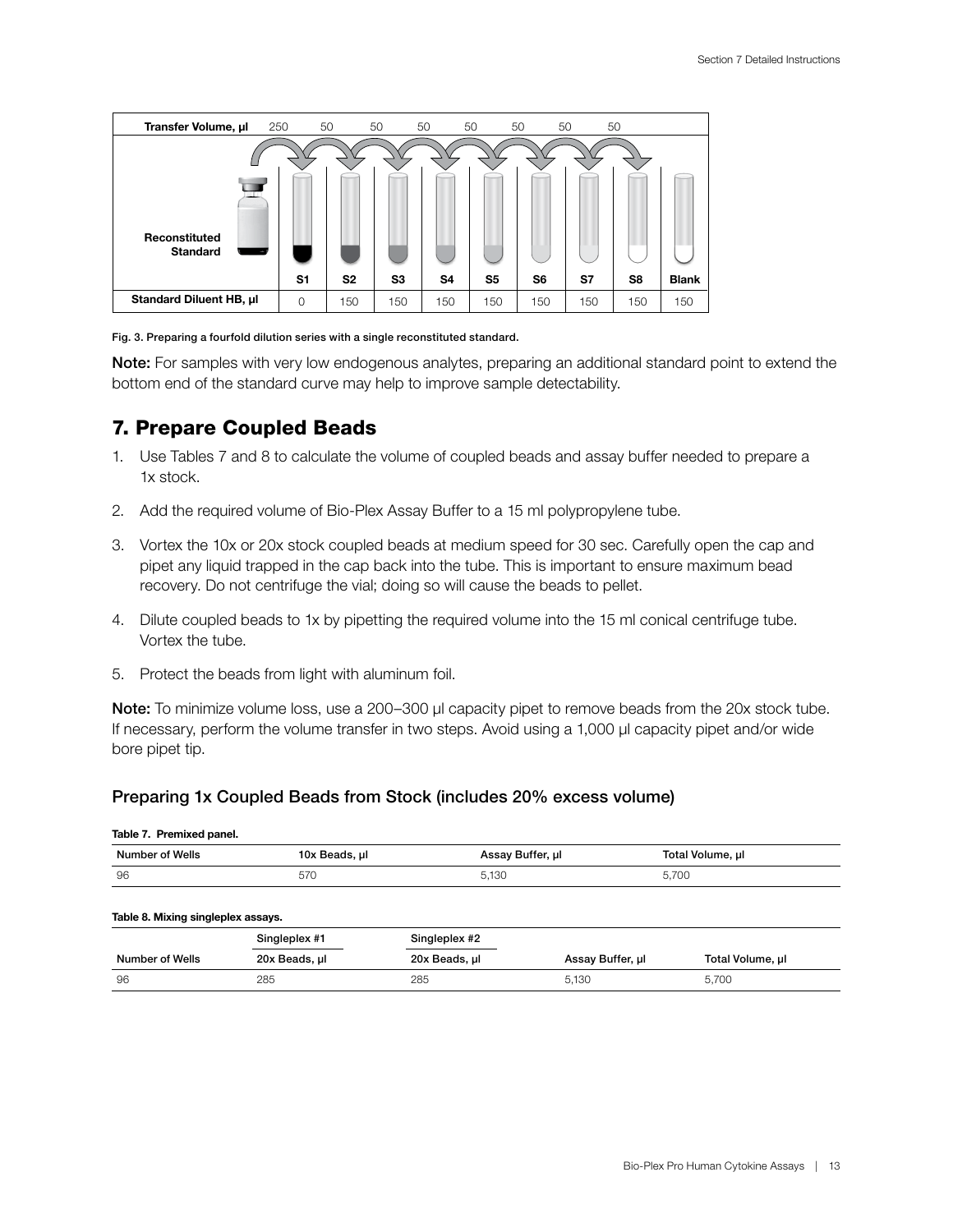| Transfer Volume, µl | 250 | 50 | 50 | 50 | 50 | 50 | 50 | 50 | |
|---|---|---|---|---|---|---|---|---|---|
| Reconstituted Standard | S1 | S2 | S3 | S4 | S5 | S6 | S7 | S8 | Blank |
| Standard Diluent HB, µl | 0 | 150 | 150 | 150 | 150 | 150 | 150 | 150 | 150 |

Fig. 3. Preparing a fourfold dilution series with a single reconstituted standard.

**Note:** For samples with very low endogenous analytes, preparing an additional standard point to extend the bottom end of the standard curve may help to improve sample detectability.

## 7. Prepare Coupled Beads

1. Use Tables 7 and 8 to calculate the volume of coupled beads and assay buffer needed to prepare a 1x stock.
2. Add the required volume of Bio-Plex Assay Buffer to a 15 ml polypropylene tube.
3. Vortex the 10x or 20x stock coupled beads at medium speed for 30 sec. Carefully open the cap and pipet any liquid trapped in the cap back into the tube. This is important to ensure maximum bead recovery. Do not centrifuge the vial; doing so will cause the beads to pellet.
4. Dilute coupled beads to 1x by pipetting the required volume into the 15 ml conical centrifuge tube. Vortex the tube.
5. Protect the beads from light with aluminum foil.

**Note:** To minimize volume loss, use a 200–300 µl capacity pipet to remove beads from the 20x stock tube. If necessary, perform the volume transfer in two steps. Avoid using a 1,000 µl capacity pipet and/or wide bore pipet tip.

### Preparing 1x Coupled Beads from Stock (includes 20% excess volume)

**Table 7. Premixed panel.**

| Number of Wells | 10x Beads, µl | Assay Buffer, µl | Total Volume, µl |
|---|---|---|---|
| 96 | 570 | 5,130 | 5,700 |

**Table 8. Mixing singleplex assays.**

| | Singleplex #1 | Singleplex #2 | | |
|---|---|---|---|---|
| Number of Wells | 20x Beads, µl | 20x Beads, µl | Assay Buffer, µl | Total Volume, µl |
| 96 | 285 | 285 | 5,130 | 5,700 |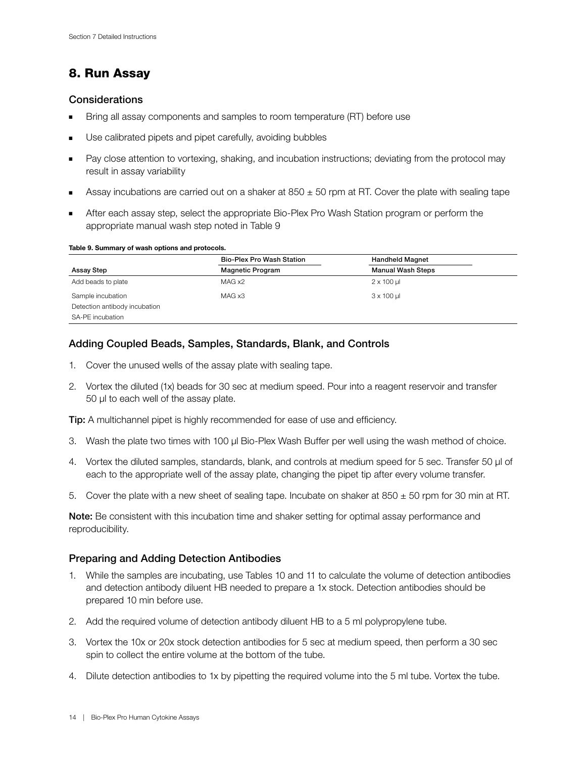## 8. Run Assay

### Considerations

- Bring all assay components and samples to room temperature (RT) before use
- Use calibrated pipets and pipet carefully, avoiding bubbles
- Pay close attention to vortexing, shaking, and incubation instructions; deviating from the protocol may result in assay variability
- Assay incubations are carried out on a shaker at 850 ± 50 rpm at RT. Cover the plate with sealing tape
- After each assay step, select the appropriate Bio-Plex Pro Wash Station program or perform the appropriate manual wash step noted in Table 9

**Table 9. Summary of wash options and protocols.**

| | Bio-Plex Pro Wash Station | Handheld Magnet |
|---|---|---|
| **Assay Step** | **Magnetic Program** | **Manual Wash Steps** |
| Add beads to plate | MAG x2 | 2 x 100 µl |
| Sample incubation<br>Detection antibody incubation<br>SA-PE incubation | MAG x3 | 3 x 100 µl |

### Adding Coupled Beads, Samples, Standards, Blank, and Controls

1. Cover the unused wells of the assay plate with sealing tape.
2. Vortex the diluted (1x) beads for 30 sec at medium speed. Pour into a reagent reservoir and transfer 50 µl to each well of the assay plate.

**Tip:** A multichannel pipet is highly recommended for ease of use and efficiency.

3. Wash the plate two times with 100 µl Bio-Plex Wash Buffer per well using the wash method of choice.
4. Vortex the diluted samples, standards, blank, and controls at medium speed for 5 sec. Transfer 50 µl of each to the appropriate well of the assay plate, changing the pipet tip after every volume transfer.
5. Cover the plate with a new sheet of sealing tape. Incubate on shaker at 850 ± 50 rpm for 30 min at RT.

**Note:** Be consistent with this incubation time and shaker setting for optimal assay performance and reproducibility.

### Preparing and Adding Detection Antibodies

1. While the samples are incubating, use Tables 10 and 11 to calculate the volume of detection antibodies and detection antibody diluent HB needed to prepare a 1x stock. Detection antibodies should be prepared 10 min before use.
2. Add the required volume of detection antibody diluent HB to a 5 ml polypropylene tube.
3. Vortex the 10x or 20x stock detection antibodies for 5 sec at medium speed, then perform a 30 sec spin to collect the entire volume at the bottom of the tube.
4. Dilute detection antibodies to 1x by pipetting the required volume into the 5 ml tube. Vortex the tube.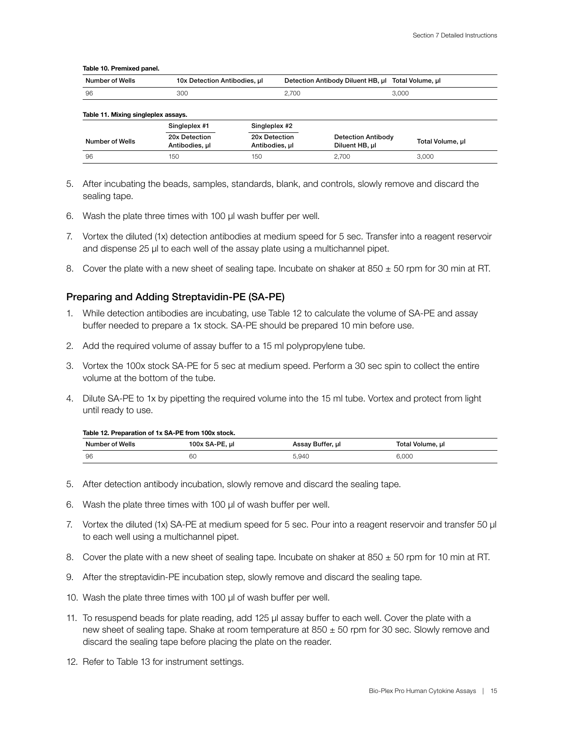**Table 10. Premixed panel.**

| Number of Wells | 10x Detection Antibodies, µl | Detection Antibody Diluent HB, µl | Total Volume, µl |
|---|---|---|---|
| 96 | 300 | 2,700 | 3,000 |

**Table 11. Mixing singleplex assays.**

| | Singleplex #1 | Singleplex #2 | | |
|---|---|---|---|---|
| Number of Wells | 20x Detection Antibodies, µl | 20x Detection Antibodies, µl | Detection Antibody Diluent HB, µl | Total Volume, µl |
| 96 | 150 | 150 | 2,700 | 3,000 |

5. After incubating the beads, samples, standards, blank, and controls, slowly remove and discard the sealing tape.
6. Wash the plate three times with 100 µl wash buffer per well.
7. Vortex the diluted (1x) detection antibodies at medium speed for 5 sec. Transfer into a reagent reservoir and dispense 25 µl to each well of the assay plate using a multichannel pipet.
8. Cover the plate with a new sheet of sealing tape. Incubate on shaker at 850 ± 50 rpm for 30 min at RT.

## Preparing and Adding Streptavidin-PE (SA-PE)

1. While detection antibodies are incubating, use Table 12 to calculate the volume of SA-PE and assay buffer needed to prepare a 1x stock. SA-PE should be prepared 10 min before use.
2. Add the required volume of assay buffer to a 15 ml polypropylene tube.
3. Vortex the 100x stock SA-PE for 5 sec at medium speed. Perform a 30 sec spin to collect the entire volume at the bottom of the tube.
4. Dilute SA-PE to 1x by pipetting the required volume into the 15 ml tube. Vortex and protect from light until ready to use.

**Table 12. Preparation of 1x SA-PE from 100x stock.**

| Number of Wells | 100x SA-PE, µl | Assay Buffer, µl | Total Volume, µl |
|---|---|---|---|
| 96 | 60 | 5,940 | 6,000 |

5. After detection antibody incubation, slowly remove and discard the sealing tape.
6. Wash the plate three times with 100 µl of wash buffer per well.
7. Vortex the diluted (1x) SA-PE at medium speed for 5 sec. Pour into a reagent reservoir and transfer 50 µl to each well using a multichannel pipet.
8. Cover the plate with a new sheet of sealing tape. Incubate on shaker at 850 ± 50 rpm for 10 min at RT.
9. After the streptavidin-PE incubation step, slowly remove and discard the sealing tape.
10. Wash the plate three times with 100 µl of wash buffer per well.
11. To resuspend beads for plate reading, add 125 µl assay buffer to each well. Cover the plate with a new sheet of sealing tape. Shake at room temperature at 850 ± 50 rpm for 30 sec. Slowly remove and discard the sealing tape before placing the plate on the reader.
12. Refer to Table 13 for instrument settings.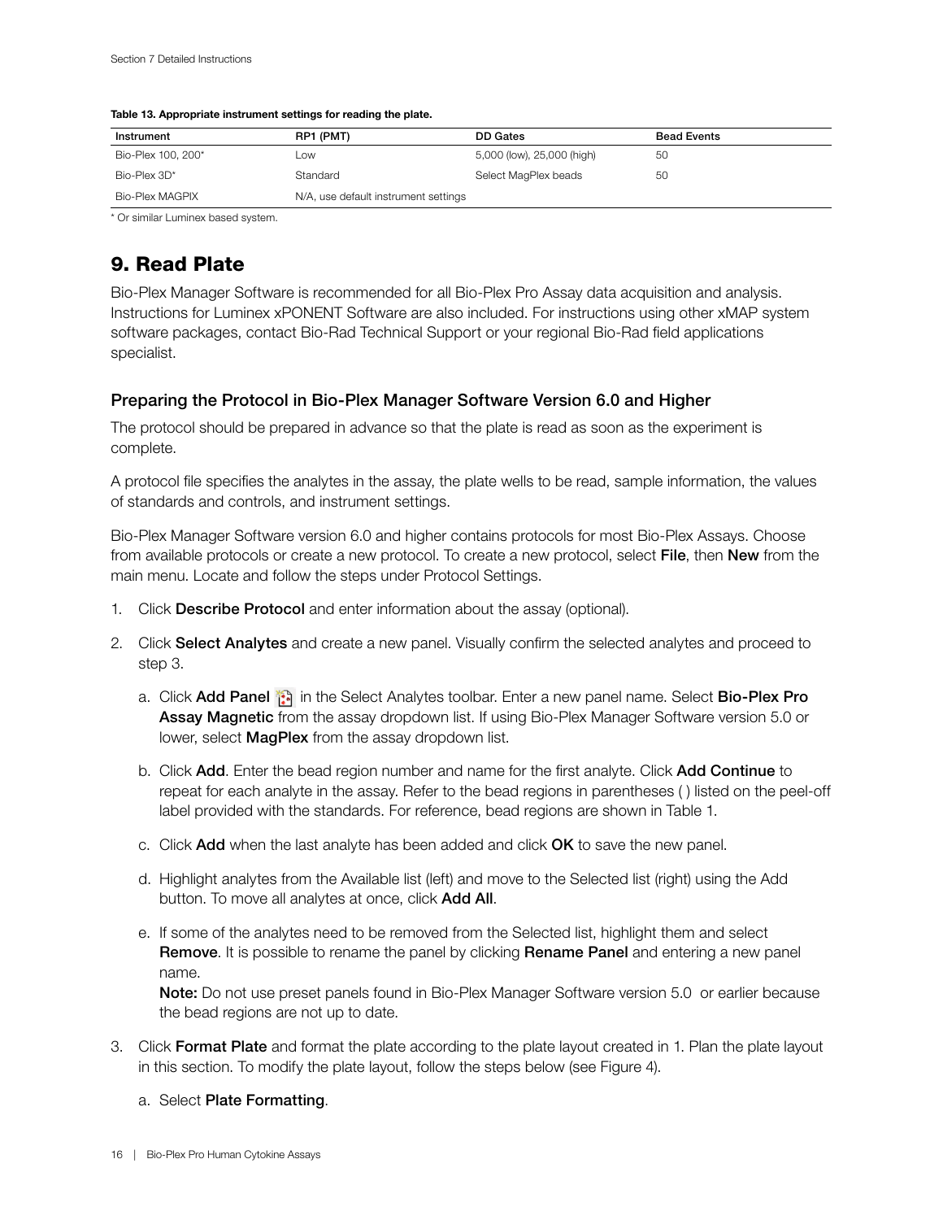**Table 13. Appropriate instrument settings for reading the plate.**

| Instrument | RP1 (PMT) | DD Gates | Bead Events |
| --- | --- | --- | --- |
| Bio-Plex 100, 200* | Low | 5,000 (low), 25,000 (high) | 50 |
| Bio-Plex 3D* | Standard | Select MagPlex beads | 50 |
| Bio-Plex MAGPIX | N/A, use default instrument settings | | |

* Or similar Luminex based system.

## 9. Read Plate

Bio-Plex Manager Software is recommended for all Bio-Plex Pro Assay data acquisition and analysis. Instructions for Luminex xPONENT Software are also included. For instructions using other xMAP system software packages, contact Bio-Rad Technical Support or your regional Bio-Rad field applications specialist.

### Preparing the Protocol in Bio-Plex Manager Software Version 6.0 and Higher

The protocol should be prepared in advance so that the plate is read as soon as the experiment is complete.

A protocol file specifies the analytes in the assay, the plate wells to be read, sample information, the values of standards and controls, and instrument settings.

Bio-Plex Manager Software version 6.0 and higher contains protocols for most Bio-Plex Assays. Choose from available protocols or create a new protocol. To create a new protocol, select **File**, then **New** from the main menu. Locate and follow the steps under Protocol Settings.

1. Click **Describe Protocol** and enter information about the assay (optional).

2. Click **Select Analytes** and create a new panel. Visually confirm the selected analytes and proceed to step 3.

   a. Click **Add Panel** in the Select Analytes toolbar. Enter a new panel name. Select **Bio-Plex Pro Assay Magnetic** from the assay dropdown list. If using Bio-Plex Manager Software version 5.0 or lower, select **MagPlex** from the assay dropdown list.

   b. Click **Add**. Enter the bead region number and name for the first analyte. Click **Add Continue** to repeat for each analyte in the assay. Refer to the bead regions in parentheses ( ) listed on the peel-off label provided with the standards. For reference, bead regions are shown in Table 1.

   c. Click **Add** when the last analyte has been added and click **OK** to save the new panel.

   d. Highlight analytes from the Available list (left) and move to the Selected list (right) using the Add button. To move all analytes at once, click **Add All**.

   e. If some of the analytes need to be removed from the Selected list, highlight them and select **Remove**. It is possible to rename the panel by clicking **Rename Panel** and entering a new panel name.
   **Note:** Do not use preset panels found in Bio-Plex Manager Software version 5.0 or earlier because the bead regions are not up to date.

3. Click **Format Plate** and format the plate according to the plate layout created in 1. Plan the plate layout in this section. To modify the plate layout, follow the steps below (see Figure 4).

   a. Select **Plate Formatting**.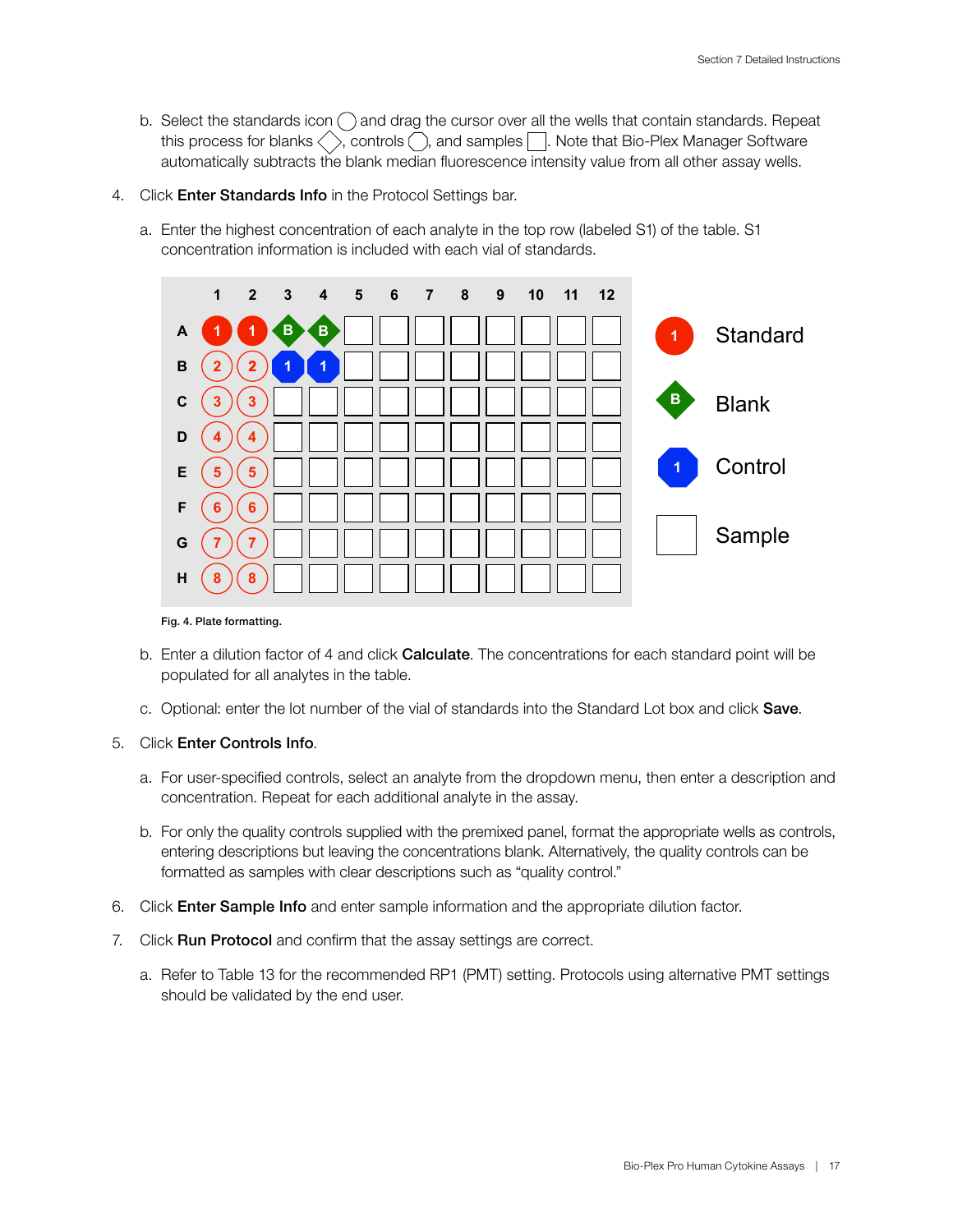b. Select the standards icon ◯ and drag the cursor over all the wells that contain standards. Repeat this process for blanks ◇, controls ⬡, and samples □. Note that Bio-Plex Manager Software automatically subtracts the blank median fluorescence intensity value from all other assay wells.

4. Click **Enter Standards Info** in the Protocol Settings bar.

   a. Enter the highest concentration of each analyte in the top row (labeled S1) of the table. S1 concentration information is included with each vial of standards.

|   | 1 | 2 | 3 | 4 | 5 | 6 | 7 | 8 | 9 | 10 | 11 | 12 |
|---|---|---|---|---|---|---|---|---|---|---|---|---|
| A | 1 | 1 | B | B |   |   |   |   |   |   |   |   |
| B | 2 | 2 | 1 | 1 |   |   |   |   |   |   |   |   |
| C | 3 | 3 |   |   |   |   |   |   |   |   |   |   |
| D | 4 | 4 |   |   |   |   |   |   |   |   |   |   |
| E | 5 | 5 |   |   |   |   |   |   |   |   |   |   |
| F | 6 | 6 |   |   |   |   |   |   |   |   |   |   |
| G | 7 | 7 |   |   |   |   |   |   |   |   |   |   |
| H | 8 | 8 |   |   |   |   |   |   |   |   |   |   |

Legend: Standard (circle, 1); Blank (diamond, B); Control (octagon, 1); Sample (square)

Fig. 4. Plate formatting.

   b. Enter a dilution factor of 4 and click **Calculate**. The concentrations for each standard point will be populated for all analytes in the table.

   c. Optional: enter the lot number of the vial of standards into the Standard Lot box and click **Save**.

5. Click **Enter Controls Info**.

   a. For user-specified controls, select an analyte from the dropdown menu, then enter a description and concentration. Repeat for each additional analyte in the assay.

   b. For only the quality controls supplied with the premixed panel, format the appropriate wells as controls, entering descriptions but leaving the concentrations blank. Alternatively, the quality controls can be formatted as samples with clear descriptions such as "quality control."

6. Click **Enter Sample Info** and enter sample information and the appropriate dilution factor.

7. Click **Run Protocol** and confirm that the assay settings are correct.

   a. Refer to Table 13 for the recommended RP1 (PMT) setting. Protocols using alternative PMT settings should be validated by the end user.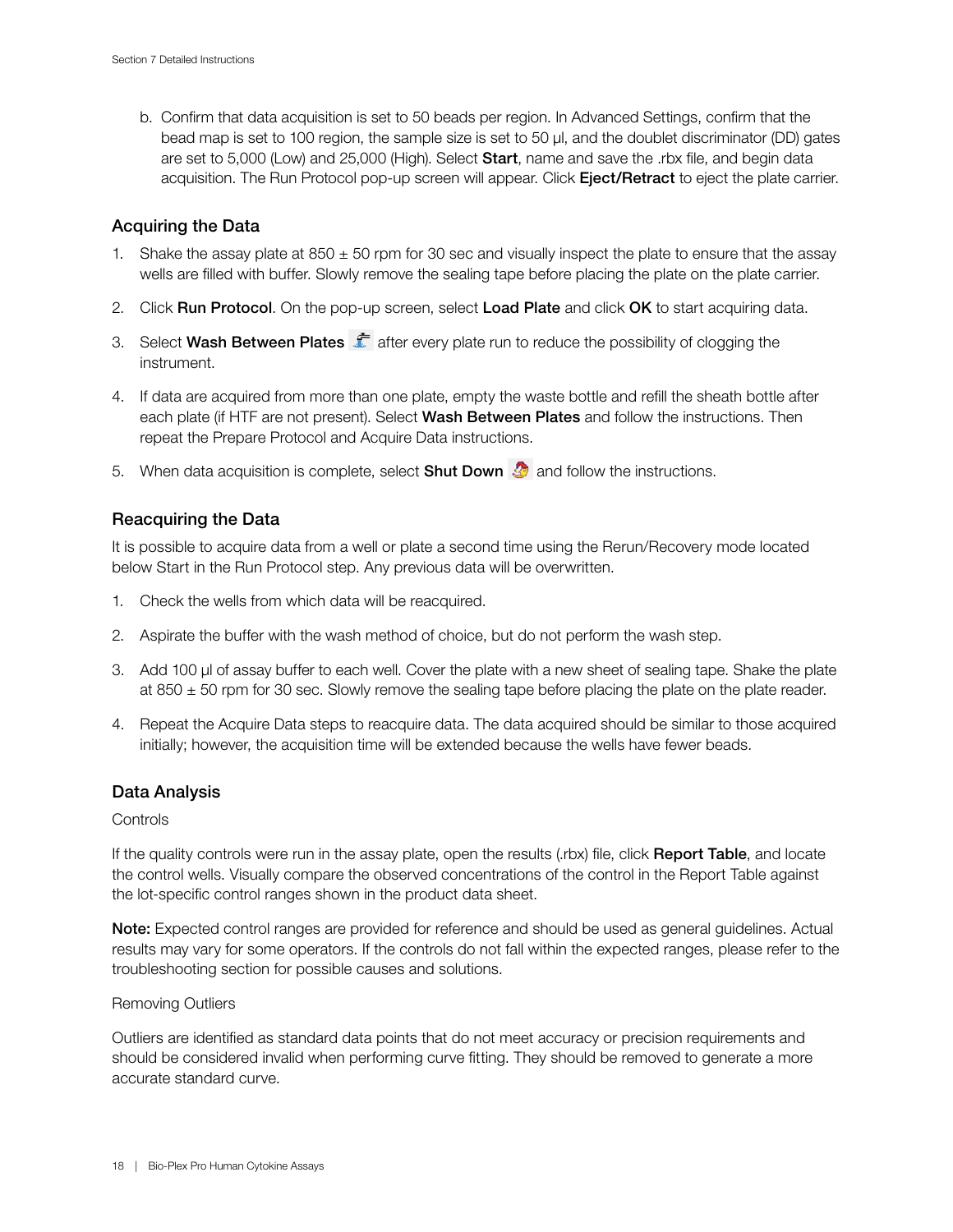b. Confirm that data acquisition is set to 50 beads per region. In Advanced Settings, confirm that the bead map is set to 100 region, the sample size is set to 50 µl, and the doublet discriminator (DD) gates are set to 5,000 (Low) and 25,000 (High). Select **Start**, name and save the .rbx file, and begin data acquisition. The Run Protocol pop-up screen will appear. Click **Eject/Retract** to eject the plate carrier.

### Acquiring the Data

1. Shake the assay plate at 850 ± 50 rpm for 30 sec and visually inspect the plate to ensure that the assay wells are filled with buffer. Slowly remove the sealing tape before placing the plate on the plate carrier.
2. Click **Run Protocol**. On the pop-up screen, select **Load Plate** and click **OK** to start acquiring data.
3. Select **Wash Between Plates** after every plate run to reduce the possibility of clogging the instrument.
4. If data are acquired from more than one plate, empty the waste bottle and refill the sheath bottle after each plate (if HTF are not present). Select **Wash Between Plates** and follow the instructions. Then repeat the Prepare Protocol and Acquire Data instructions.
5. When data acquisition is complete, select **Shut Down** and follow the instructions.

### Reacquiring the Data

It is possible to acquire data from a well or plate a second time using the Rerun/Recovery mode located below Start in the Run Protocol step. Any previous data will be overwritten.

1. Check the wells from which data will be reacquired.
2. Aspirate the buffer with the wash method of choice, but do not perform the wash step.
3. Add 100 µl of assay buffer to each well. Cover the plate with a new sheet of sealing tape. Shake the plate at 850 ± 50 rpm for 30 sec. Slowly remove the sealing tape before placing the plate on the plate reader.
4. Repeat the Acquire Data steps to reacquire data. The data acquired should be similar to those acquired initially; however, the acquisition time will be extended because the wells have fewer beads.

### Data Analysis

Controls

If the quality controls were run in the assay plate, open the results (.rbx) file, click **Report Table**, and locate the control wells. Visually compare the observed concentrations of the control in the Report Table against the lot-specific control ranges shown in the product data sheet.

**Note:** Expected control ranges are provided for reference and should be used as general guidelines. Actual results may vary for some operators. If the controls do not fall within the expected ranges, please refer to the troubleshooting section for possible causes and solutions.

Removing Outliers

Outliers are identified as standard data points that do not meet accuracy or precision requirements and should be considered invalid when performing curve fitting. They should be removed to generate a more accurate standard curve.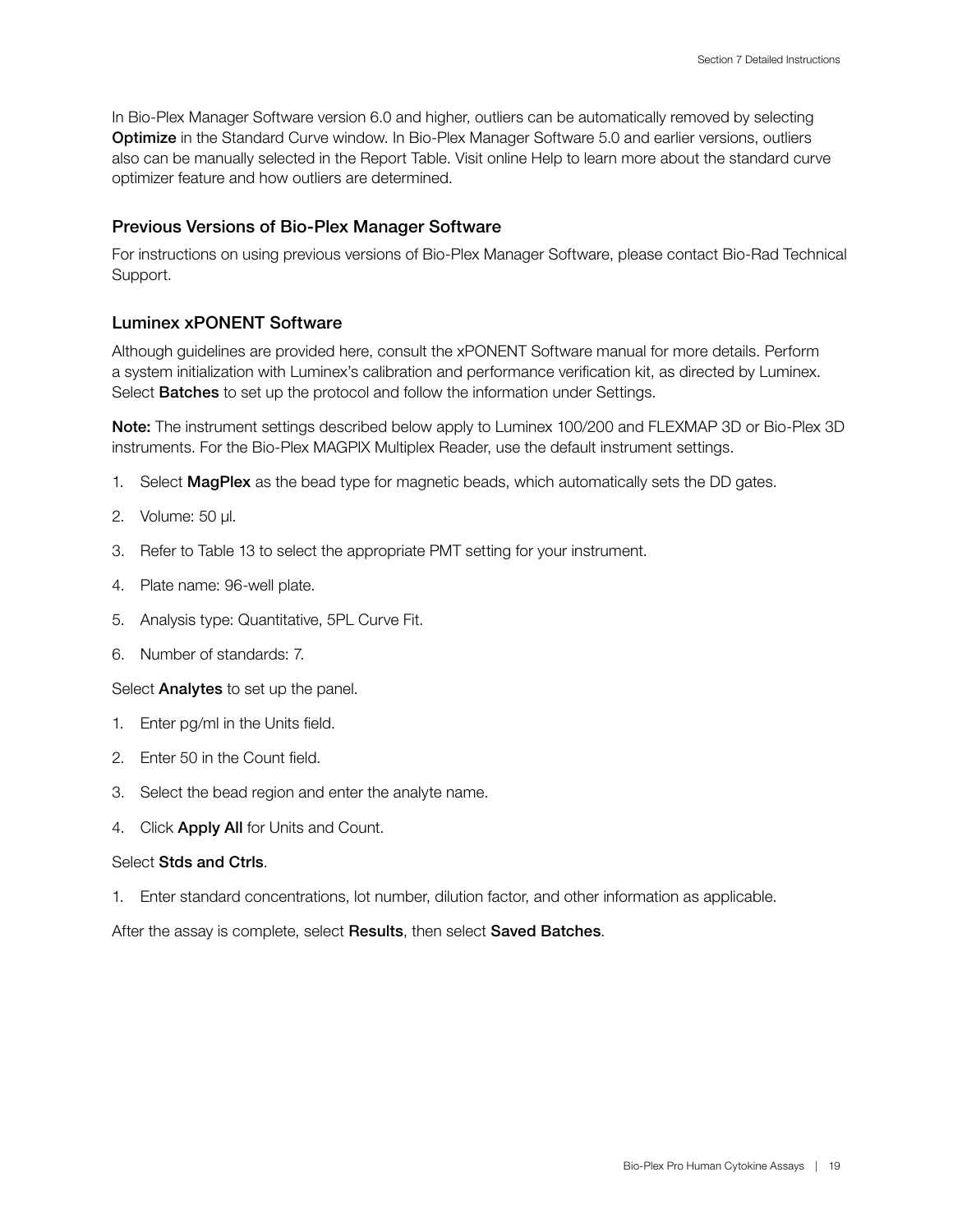In Bio-Plex Manager Software version 6.0 and higher, outliers can be automatically removed by selecting **Optimize** in the Standard Curve window. In Bio-Plex Manager Software 5.0 and earlier versions, outliers also can be manually selected in the Report Table. Visit online Help to learn more about the standard curve optimizer feature and how outliers are determined.

### Previous Versions of Bio-Plex Manager Software

For instructions on using previous versions of Bio-Plex Manager Software, please contact Bio-Rad Technical Support.

### Luminex xPONENT Software

Although guidelines are provided here, consult the xPONENT Software manual for more details. Perform a system initialization with Luminex's calibration and performance verification kit, as directed by Luminex. Select **Batches** to set up the protocol and follow the information under Settings.

**Note:** The instrument settings described below apply to Luminex 100/200 and FLEXMAP 3D or Bio-Plex 3D instruments. For the Bio-Plex MAGPIX Multiplex Reader, use the default instrument settings.

1. Select **MagPlex** as the bead type for magnetic beads, which automatically sets the DD gates.
2. Volume: 50 µl.
3. Refer to Table 13 to select the appropriate PMT setting for your instrument.
4. Plate name: 96-well plate.
5. Analysis type: Quantitative, 5PL Curve Fit.
6. Number of standards: 7.

Select **Analytes** to set up the panel.

1. Enter pg/ml in the Units field.
2. Enter 50 in the Count field.
3. Select the bead region and enter the analyte name.
4. Click **Apply All** for Units and Count.

Select **Stds and Ctrls**.

1. Enter standard concentrations, lot number, dilution factor, and other information as applicable.

After the assay is complete, select **Results**, then select **Saved Batches**.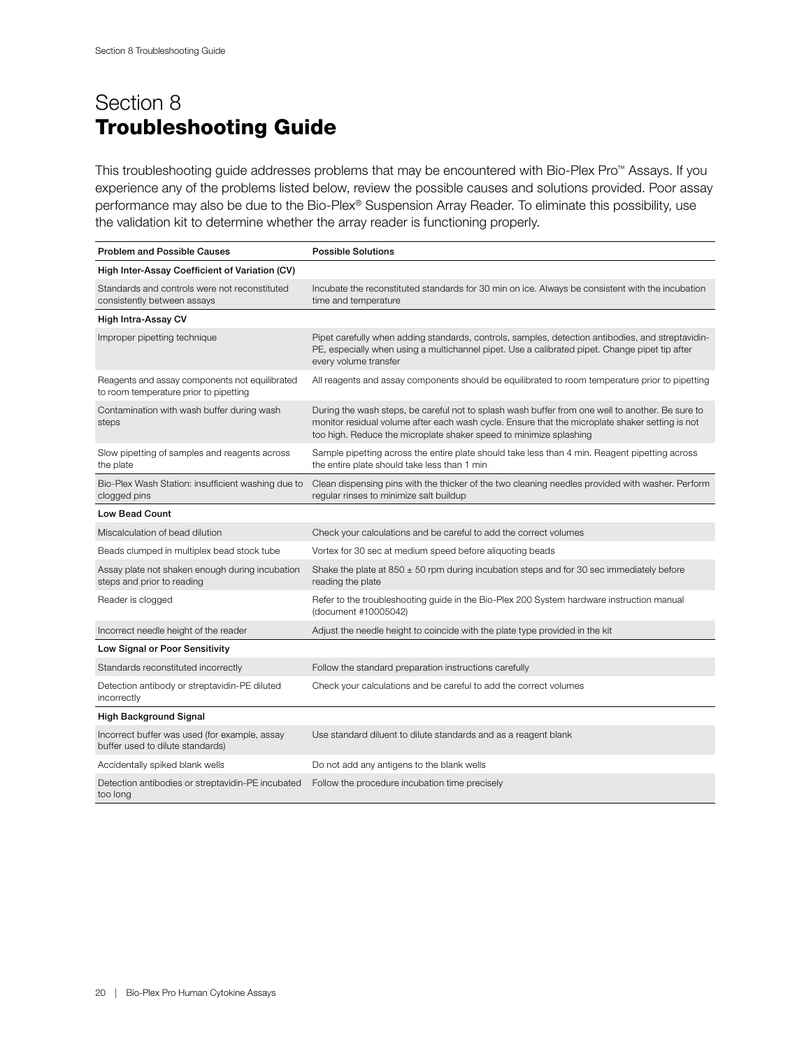# Section 8
# **Troubleshooting Guide**

This troubleshooting guide addresses problems that may be encountered with Bio-Plex Pro™ Assays. If you experience any of the problems listed below, review the possible causes and solutions provided. Poor assay performance may also be due to the Bio-Plex® Suspension Array Reader. To eliminate this possibility, use the validation kit to determine whether the array reader is functioning properly.

| Problem and Possible Causes | Possible Solutions |
|---|---|
| **High Inter-Assay Coefficient of Variation (CV)** | |
| Standards and controls were not reconstituted consistently between assays | Incubate the reconstituted standards for 30 min on ice. Always be consistent with the incubation time and temperature |
| **High Intra-Assay CV** | |
| Improper pipetting technique | Pipet carefully when adding standards, controls, samples, detection antibodies, and streptavidin-PE, especially when using a multichannel pipet. Use a calibrated pipet. Change pipet tip after every volume transfer |
| Reagents and assay components not equilibrated to room temperature prior to pipetting | All reagents and assay components should be equilibrated to room temperature prior to pipetting |
| Contamination with wash buffer during wash steps | During the wash steps, be careful not to splash wash buffer from one well to another. Be sure to monitor residual volume after each wash cycle. Ensure that the microplate shaker setting is not too high. Reduce the microplate shaker speed to minimize splashing |
| Slow pipetting of samples and reagents across the plate | Sample pipetting across the entire plate should take less than 4 min. Reagent pipetting across the entire plate should take less than 1 min |
| Bio-Plex Wash Station: insufficient washing due to clogged pins | Clean dispensing pins with the thicker of the two cleaning needles provided with washer. Perform regular rinses to minimize salt buildup |
| **Low Bead Count** | |
| Miscalculation of bead dilution | Check your calculations and be careful to add the correct volumes |
| Beads clumped in multiplex bead stock tube | Vortex for 30 sec at medium speed before aliquoting beads |
| Assay plate not shaken enough during incubation steps and prior to reading | Shake the plate at 850 ± 50 rpm during incubation steps and for 30 sec immediately before reading the plate |
| Reader is clogged | Refer to the troubleshooting guide in the Bio-Plex 200 System hardware instruction manual (document #10005042) |
| Incorrect needle height of the reader | Adjust the needle height to coincide with the plate type provided in the kit |
| **Low Signal or Poor Sensitivity** | |
| Standards reconstituted incorrectly | Follow the standard preparation instructions carefully |
| Detection antibody or streptavidin-PE diluted incorrectly | Check your calculations and be careful to add the correct volumes |
| **High Background Signal** | |
| Incorrect buffer was used (for example, assay buffer used to dilute standards) | Use standard diluent to dilute standards and as a reagent blank |
| Accidentally spiked blank wells | Do not add any antigens to the blank wells |
| Detection antibodies or streptavidin-PE incubated too long | Follow the procedure incubation time precisely |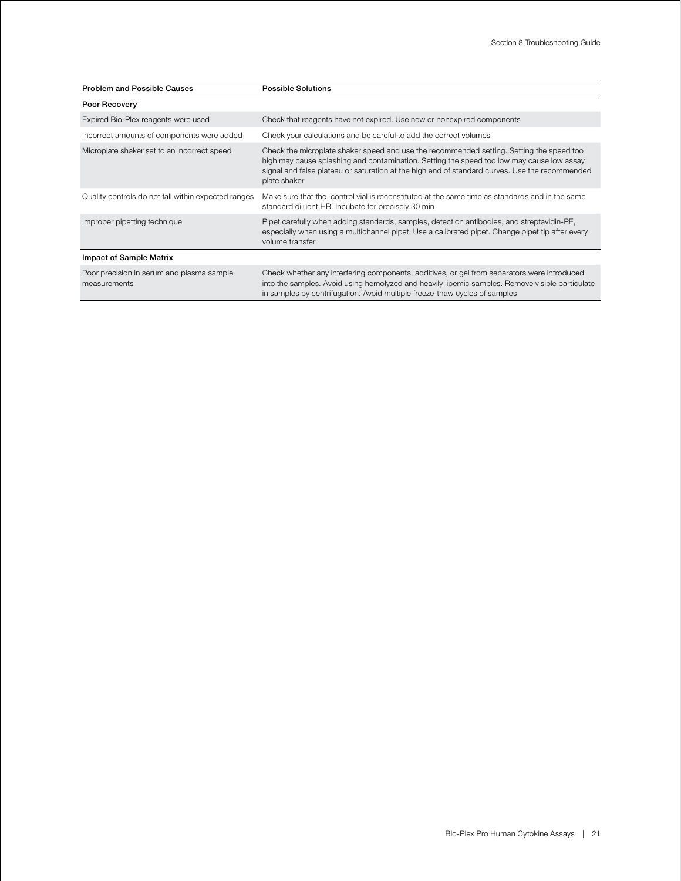| Problem and Possible Causes | Possible Solutions |
|---|---|
| **Poor Recovery** | |
| Expired Bio-Plex reagents were used | Check that reagents have not expired. Use new or nonexpired components |
| Incorrect amounts of components were added | Check your calculations and be careful to add the correct volumes |
| Microplate shaker set to an incorrect speed | Check the microplate shaker speed and use the recommended setting. Setting the speed too high may cause splashing and contamination. Setting the speed too low may cause low assay signal and false plateau or saturation at the high end of standard curves. Use the recommended plate shaker |
| Quality controls do not fall within expected ranges | Make sure that the control vial is reconstituted at the same time as standards and in the same standard diluent HB. Incubate for precisely 30 min |
| Improper pipetting technique | Pipet carefully when adding standards, samples, detection antibodies, and streptavidin-PE, especially when using a multichannel pipet. Use a calibrated pipet. Change pipet tip after every volume transfer |
| **Impact of Sample Matrix** | |
| Poor precision in serum and plasma sample measurements | Check whether any interfering components, additives, or gel from separators were introduced into the samples. Avoid using hemolyzed and heavily lipemic samples. Remove visible particulate in samples by centrifugation. Avoid multiple freeze-thaw cycles of samples |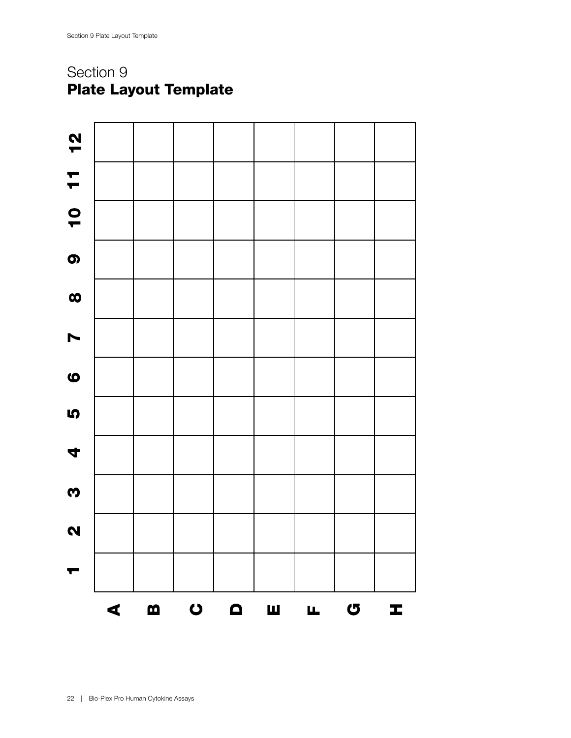# Section 9
## Plate Layout Template

| | 1 | 2 | 3 | 4 | 5 | 6 | 7 | 8 | 9 | 10 | 11 | 12 |
|---|---|---|---|---|---|---|---|---|---|---|---|---|
| A | | | | | | | | | | | | |
| B | | | | | | | | | | | | |
| C | | | | | | | | | | | | |
| D | | | | | | | | | | | | |
| E | | | | | | | | | | | | |
| F | | | | | | | | | | | | |
| G | | | | | | | | | | | | |
| H | | | | | | | | | | | | |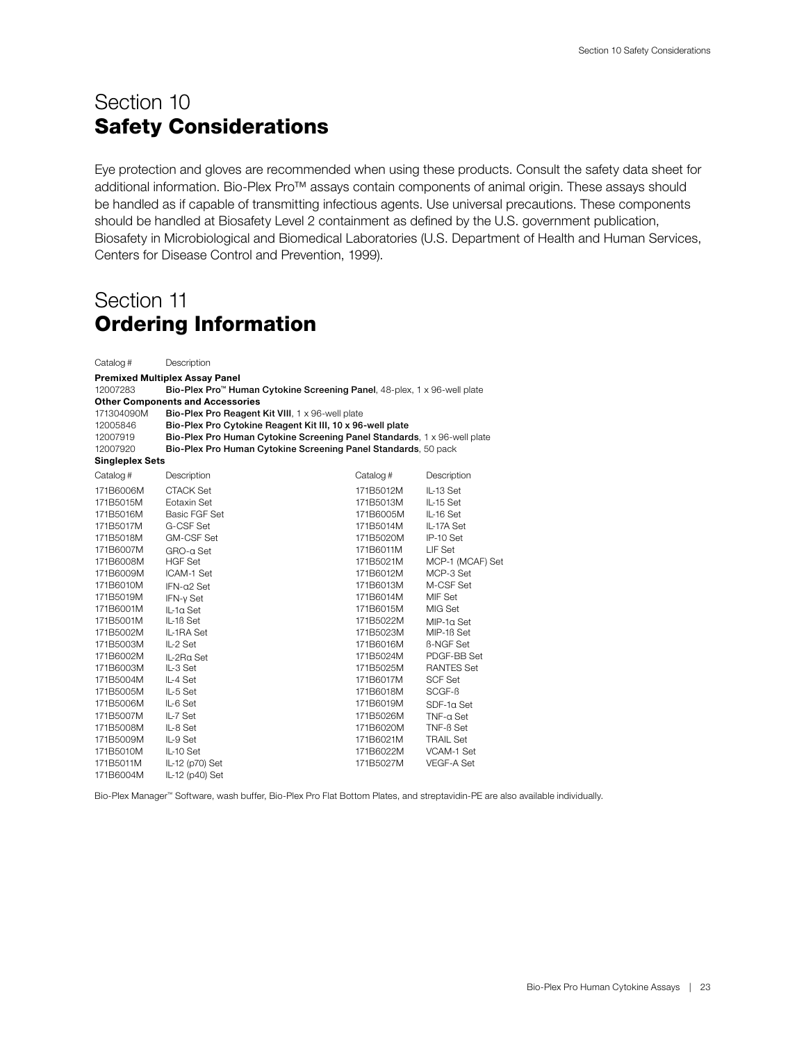# Section 10
## Safety Considerations

Eye protection and gloves are recommended when using these products. Consult the safety data sheet for additional information. Bio-Plex Pro™ assays contain components of animal origin. These assays should be handled as if capable of transmitting infectious agents. Use universal precautions. These components should be handled at Biosafety Level 2 containment as defined by the U.S. government publication, Biosafety in Microbiological and Biomedical Laboratories (U.S. Department of Health and Human Services, Centers for Disease Control and Prevention, 1999).

# Section 11
## Ordering Information

| Catalog # | Description |
|---|---|
| **Premixed Multiplex Assay Panel** | |
| 12007283 | **Bio-Plex Pro™ Human Cytokine Screening Panel**, 48-plex, 1 x 96-well plate |
| **Other Components and Accessories** | |
| 171304090M | **Bio-Plex Pro Reagent Kit VIII**, 1 x 96-well plate |
| 12005846 | **Bio-Plex Pro Cytokine Reagent Kit III, 10 x 96-well plate** |
| 12007919 | **Bio-Plex Pro Human Cytokine Screening Panel Standards**, 1 x 96-well plate |
| 12007920 | **Bio-Plex Pro Human Cytokine Screening Panel Standards**, 50 pack |

**Singleplex Sets**

| Catalog # | Description | Catalog # | Description |
|---|---|---|---|
| 171B6006M | CTACK Set | 171B5012M | IL-13 Set |
| 171B5015M | Eotaxin Set | 171B5013M | IL-15 Set |
| 171B5016M | Basic FGF Set | 171B6005M | IL-16 Set |
| 171B5017M | G-CSF Set | 171B5014M | IL-17A Set |
| 171B5018M | GM-CSF Set | 171B5020M | IP-10 Set |
| 171B6007M | GRO-α Set | 171B6011M | LIF Set |
| 171B6008M | HGF Set | 171B5021M | MCP-1 (MCAF) Set |
| 171B6009M | ICAM-1 Set | 171B6012M | MCP-3 Set |
| 171B6010M | IFN-α2 Set | 171B6013M | M-CSF Set |
| 171B5019M | IFN-γ Set | 171B6014M | MIF Set |
| 171B6001M | IL-1α Set | 171B6015M | MIG Set |
| 171B5001M | IL-1ß Set | 171B5022M | MIP-1α Set |
| 171B5002M | IL-1RA Set | 171B5023M | MIP-1ß Set |
| 171B5003M | IL-2 Set | 171B6016M | ß-NGF Set |
| 171B6002M | IL-2Rα Set | 171B5024M | PDGF-BB Set |
| 171B6003M | IL-3 Set | 171B5025M | RANTES Set |
| 171B5004M | IL-4 Set | 171B6017M | SCF Set |
| 171B5005M | IL-5 Set | 171B6018M | SCGF-ß |
| 171B5006M | IL-6 Set | 171B6019M | SDF-1α Set |
| 171B5007M | IL-7 Set | 171B5026M | TNF-α Set |
| 171B5008M | IL-8 Set | 171B6020M | TNF-ß Set |
| 171B5009M | IL-9 Set | 171B6021M | TRAIL Set |
| 171B5010M | IL-10 Set | 171B6022M | VCAM-1 Set |
| 171B5011M | IL-12 (p70) Set | 171B5027M | VEGF-A Set |
| 171B6004M | IL-12 (p40) Set | | |

Bio-Plex Manager™ Software, wash buffer, Bio-Plex Pro Flat Bottom Plates, and streptavidin-PE are also available individually.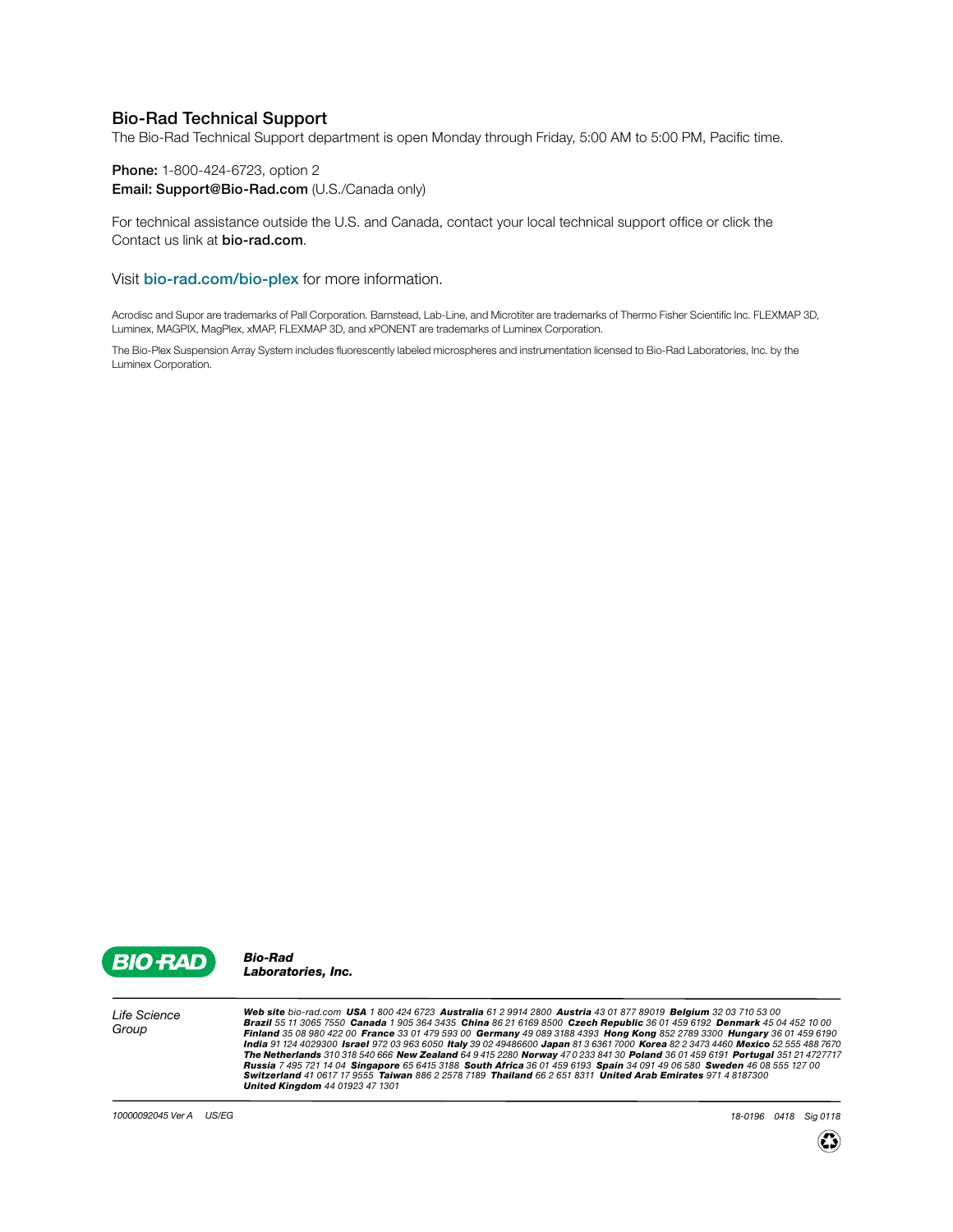## Bio-Rad Technical Support

The Bio-Rad Technical Support department is open Monday through Friday, 5:00 AM to 5:00 PM, Pacific time.

**Phone:** 1-800-424-6723, option 2
**Email: Support@Bio-Rad.com** (U.S./Canada only)

For technical assistance outside the U.S. and Canada, contact your local technical support office or click the Contact us link at **bio-rad.com**.

Visit **bio-rad.com/bio-plex** for more information.

Acrodisc and Supor are trademarks of Pall Corporation. Barnstead, Lab-Line, and Microtiter are trademarks of Thermo Fisher Scientific Inc. FLEXMAP 3D, Luminex, MAGPIX, MagPlex, xMAP, FLEXMAP 3D, and xPONENT are trademarks of Luminex Corporation.

The Bio-Plex Suspension Array System includes fluorescently labeled microspheres and instrumentation licensed to Bio-Rad Laboratories, Inc. by the Luminex Corporation.

BIO-RAD

***Bio-Rad Laboratories, Inc.***

*Life Science Group*

***Web site** bio-rad.com **USA** 1 800 424 6723 **Australia** 61 2 9914 2800 **Austria** 43 01 877 89019 **Belgium** 32 03 710 53 00 **Brazil** 55 11 3065 7550 **Canada** 1 905 364 3435 **China** 86 21 6169 8500 **Czech Republic** 36 01 459 6192 **Denmark** 45 04 452 10 00 **Finland** 35 08 980 422 00 **France** 33 01 479 593 00 **Germany** 49 089 3188 4393 **Hong Kong** 852 2789 3300 **Hungary** 36 01 459 6190 **India** 91 124 4029300 **Israel** 972 03 963 6050 **Italy** 39 02 49486600 **Japan** 81 3 6361 7000 **Korea** 82 2 3473 4460 **Mexico** 52 555 488 7670 **The Netherlands** 310 318 540 666 **New Zealand** 64 9 415 2280 **Norway** 47 0 233 841 30 **Poland** 36 01 459 6191 **Portugal** 351 21 4727717 **Russia** 7 495 721 14 04 **Singapore** 65 6415 3188 **South Africa** 36 01 459 6193 **Spain** 34 091 49 06 580 **Sweden** 46 08 555 127 00 **Switzerland** 41 0617 17 9555 **Taiwan** 886 2 2578 7189 **Thailand** 66 2 651 8311 **United Arab Emirates** 971 4 8187300 **United Kingdom** 44 01923 47 1301*

*10000092045 Ver A US/EG*

*18-0196 0418 Sig 0118*